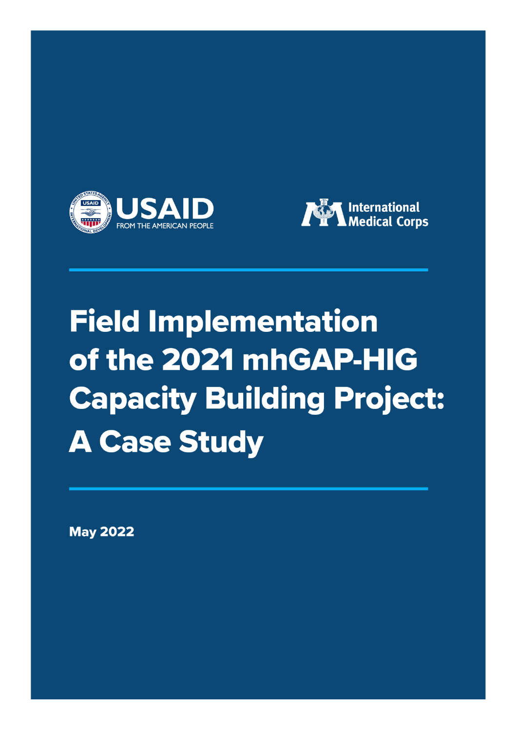USAID
FROM THE AMERICAN PEOPLE

International Medical Corps

# Field Implementation of the 2021 mhGAP-HIG Capacity Building Project: A Case Study

**May 2022**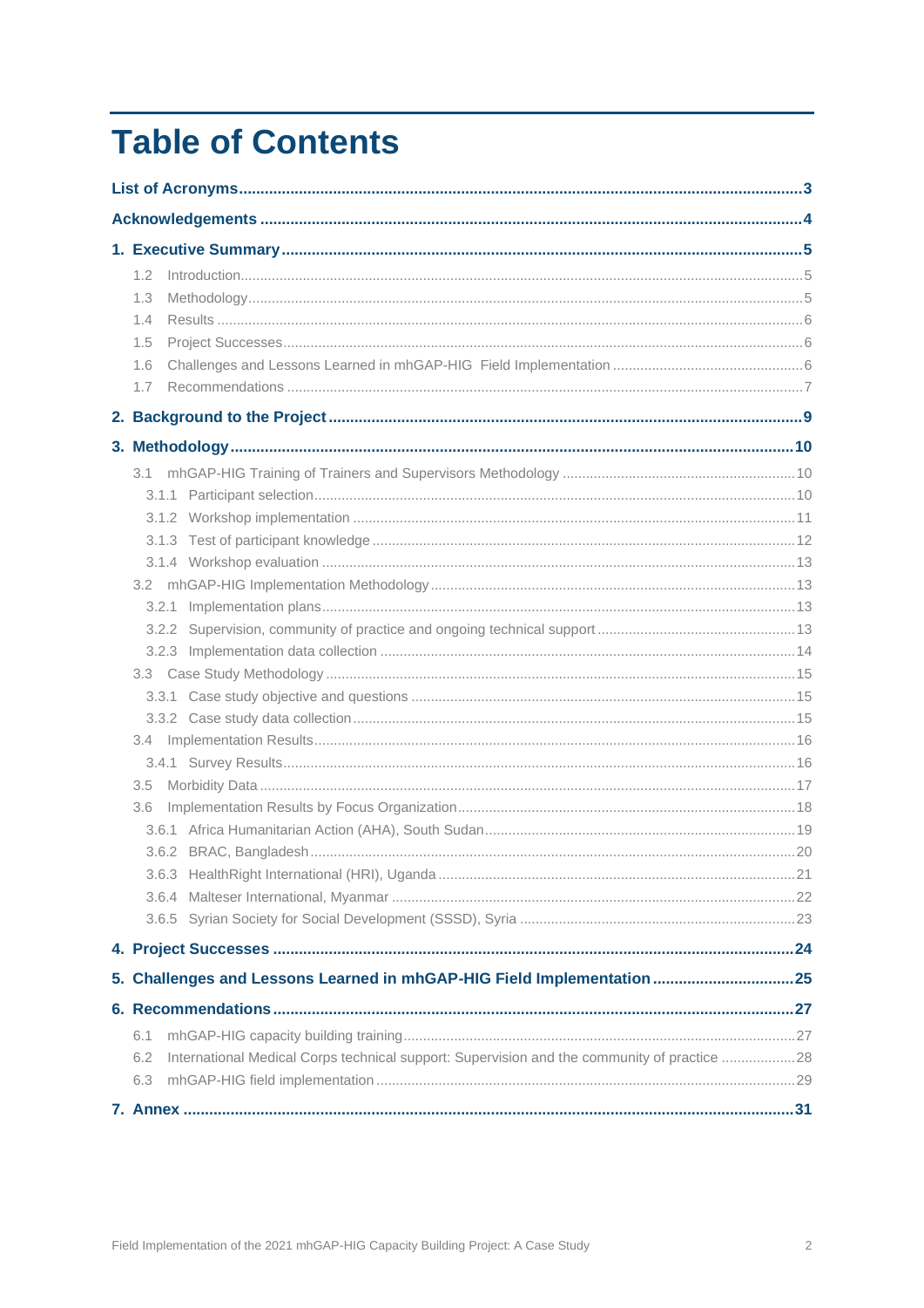# Table of Contents

**List of Acronyms** ..... 3

**Acknowledgements** ..... 4

**1. Executive Summary** ..... 5

- 1.2 Introduction ..... 5
- 1.3 Methodology ..... 5
- 1.4 Results ..... 6
- 1.5 Project Successes ..... 6
- 1.6 Challenges and Lessons Learned in mhGAP-HIG Field Implementation ..... 6
- 1.7 Recommendations ..... 7

**2. Background to the Project** ..... 9

**3. Methodology** ..... 10

- 3.1 mhGAP-HIG Training of Trainers and Supervisors Methodology ..... 10
  - 3.1.1 Participant selection ..... 10
  - 3.1.2 Workshop implementation ..... 11
  - 3.1.3 Test of participant knowledge ..... 12
  - 3.1.4 Workshop evaluation ..... 13
- 3.2 mhGAP-HIG Implementation Methodology ..... 13
  - 3.2.1 Implementation plans ..... 13
  - 3.2.2 Supervision, community of practice and ongoing technical support ..... 13
  - 3.2.3 Implementation data collection ..... 14
- 3.3 Case Study Methodology ..... 15
  - 3.3.1 Case study objective and questions ..... 15
  - 3.3.2 Case study data collection ..... 15
- 3.4 Implementation Results ..... 16
  - 3.4.1 Survey Results ..... 16
- 3.5 Morbidity Data ..... 17
- 3.6 Implementation Results by Focus Organization ..... 18
  - 3.6.1 Africa Humanitarian Action (AHA), South Sudan ..... 19
  - 3.6.2 BRAC, Bangladesh ..... 20
  - 3.6.3 HealthRight International (HRI), Uganda ..... 21
  - 3.6.4 Malteser International, Myanmar ..... 22
  - 3.6.5 Syrian Society for Social Development (SSSD), Syria ..... 23

**4. Project Successes** ..... 24

**5. Challenges and Lessons Learned in mhGAP-HIG Field Implementation** ..... 25

**6. Recommendations** ..... 27

- 6.1 mhGAP-HIG capacity building training ..... 27
- 6.2 International Medical Corps technical support: Supervision and the community of practice ..... 28
- 6.3 mhGAP-HIG field implementation ..... 29

**7. Annex** ..... 31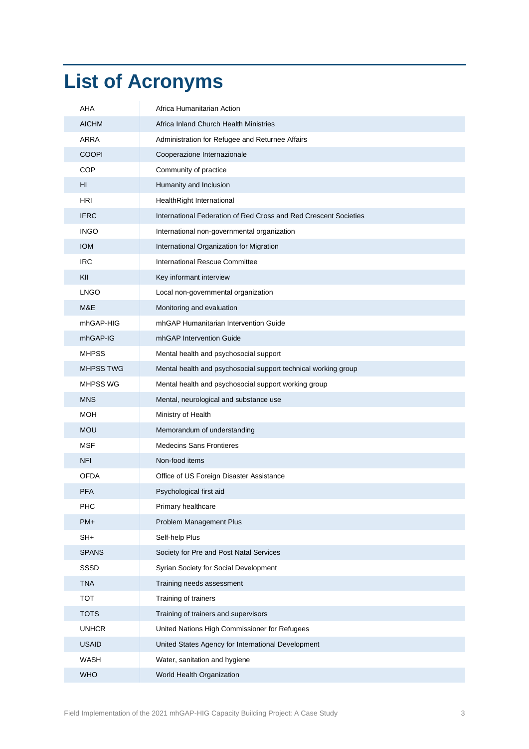# List of Acronyms

| | |
|---|---|
| AHA | Africa Humanitarian Action |
| AICHM | Africa Inland Church Health Ministries |
| ARRA | Administration for Refugee and Returnee Affairs |
| COOPI | Cooperazione Internazionale |
| COP | Community of practice |
| HI | Humanity and Inclusion |
| HRI | HealthRight International |
| IFRC | International Federation of Red Cross and Red Crescent Societies |
| INGO | International non-governmental organization |
| IOM | International Organization for Migration |
| IRC | International Rescue Committee |
| KII | Key informant interview |
| LNGO | Local non-governmental organization |
| M&E | Monitoring and evaluation |
| mhGAP-HIG | mhGAP Humanitarian Intervention Guide |
| mhGAP-IG | mhGAP Intervention Guide |
| MHPSS | Mental health and psychosocial support |
| MHPSS TWG | Mental health and psychosocial support technical working group |
| MHPSS WG | Mental health and psychosocial support working group |
| MNS | Mental, neurological and substance use |
| MOH | Ministry of Health |
| MOU | Memorandum of understanding |
| MSF | Medecins Sans Frontieres |
| NFI | Non-food items |
| OFDA | Office of US Foreign Disaster Assistance |
| PFA | Psychological first aid |
| PHC | Primary healthcare |
| PM+ | Problem Management Plus |
| SH+ | Self-help Plus |
| SPANS | Society for Pre and Post Natal Services |
| SSSD | Syrian Society for Social Development |
| TNA | Training needs assessment |
| TOT | Training of trainers |
| TOTS | Training of trainers and supervisors |
| UNHCR | United Nations High Commissioner for Refugees |
| USAID | United States Agency for International Development |
| WASH | Water, sanitation and hygiene |
| WHO | World Health Organization |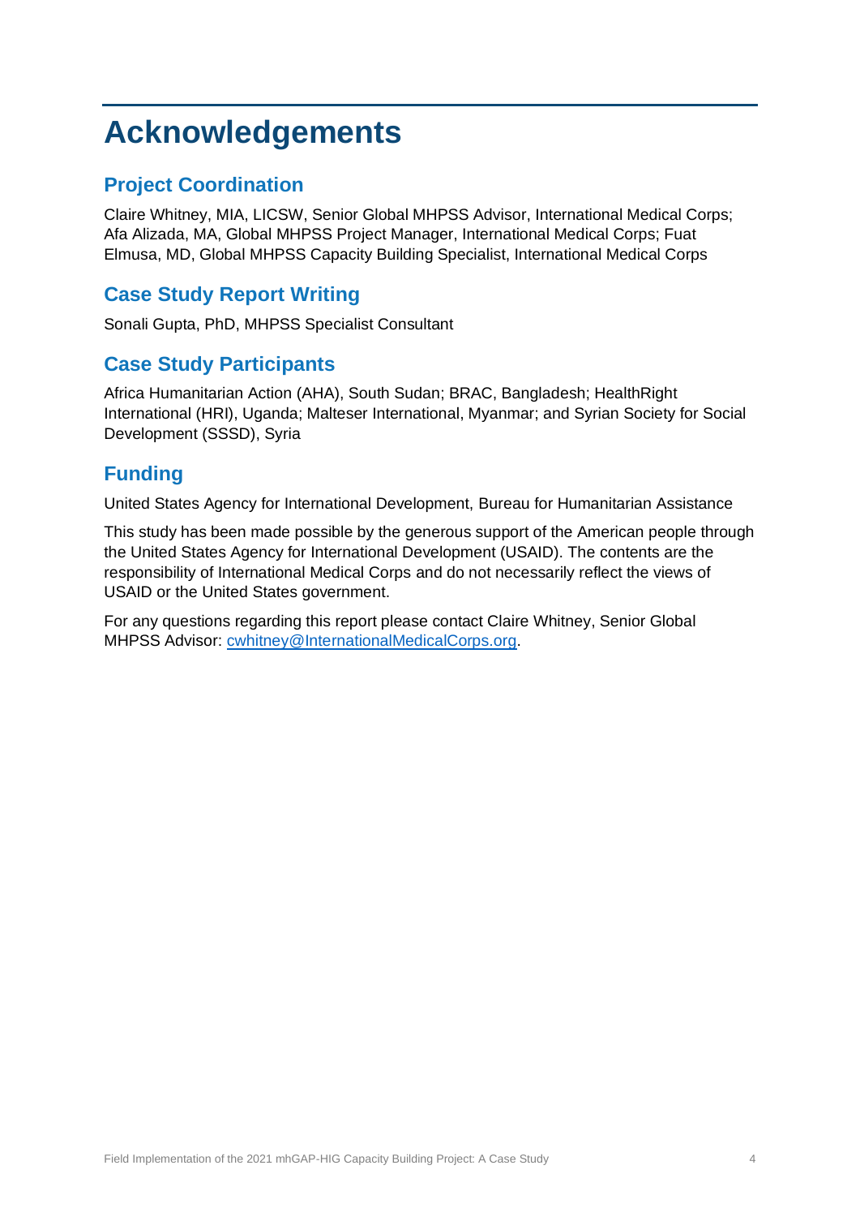# Acknowledgements

## Project Coordination

Claire Whitney, MIA, LICSW, Senior Global MHPSS Advisor, International Medical Corps; Afa Alizada, MA, Global MHPSS Project Manager, International Medical Corps; Fuat Elmusa, MD, Global MHPSS Capacity Building Specialist, International Medical Corps

## Case Study Report Writing

Sonali Gupta, PhD, MHPSS Specialist Consultant

## Case Study Participants

Africa Humanitarian Action (AHA), South Sudan; BRAC, Bangladesh; HealthRight International (HRI), Uganda; Malteser International, Myanmar; and Syrian Society for Social Development (SSSD), Syria

## Funding

United States Agency for International Development, Bureau for Humanitarian Assistance

This study has been made possible by the generous support of the American people through the United States Agency for International Development (USAID). The contents are the responsibility of International Medical Corps and do not necessarily reflect the views of USAID or the United States government.

For any questions regarding this report please contact Claire Whitney, Senior Global MHPSS Advisor: [cwhitney@InternationalMedicalCorps.org](mailto:cwhitney@InternationalMedicalCorps.org).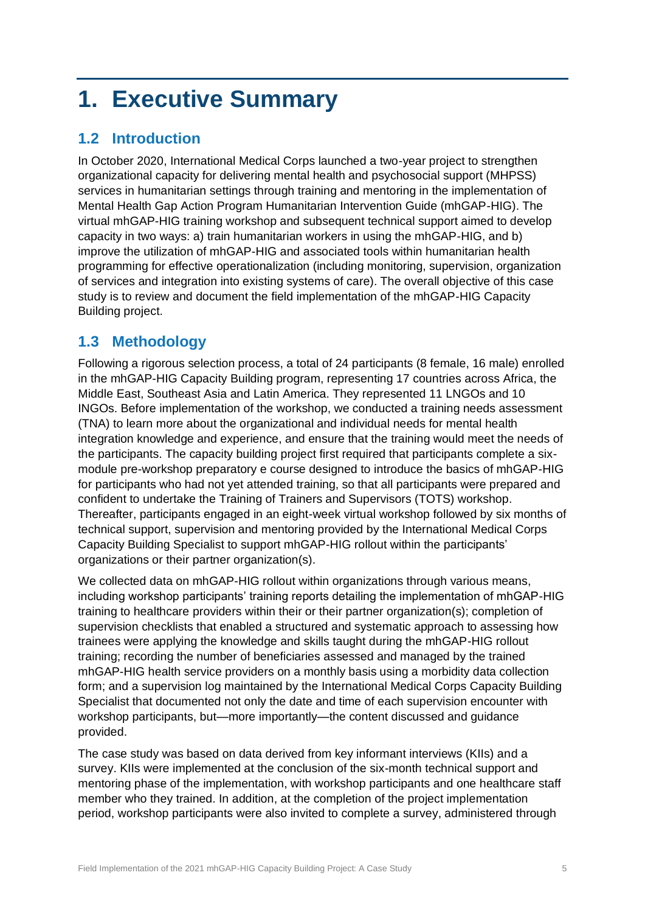# 1. Executive Summary

## 1.2 Introduction

In October 2020, International Medical Corps launched a two-year project to strengthen organizational capacity for delivering mental health and psychosocial support (MHPSS) services in humanitarian settings through training and mentoring in the implementation of Mental Health Gap Action Program Humanitarian Intervention Guide (mhGAP-HIG). The virtual mhGAP-HIG training workshop and subsequent technical support aimed to develop capacity in two ways: a) train humanitarian workers in using the mhGAP-HIG, and b) improve the utilization of mhGAP-HIG and associated tools within humanitarian health programming for effective operationalization (including monitoring, supervision, organization of services and integration into existing systems of care). The overall objective of this case study is to review and document the field implementation of the mhGAP-HIG Capacity Building project.

## 1.3 Methodology

Following a rigorous selection process, a total of 24 participants (8 female, 16 male) enrolled in the mhGAP-HIG Capacity Building program, representing 17 countries across Africa, the Middle East, Southeast Asia and Latin America. They represented 11 LNGOs and 10 INGOs. Before implementation of the workshop, we conducted a training needs assessment (TNA) to learn more about the organizational and individual needs for mental health integration knowledge and experience, and ensure that the training would meet the needs of the participants. The capacity building project first required that participants complete a six-module pre-workshop preparatory e course designed to introduce the basics of mhGAP-HIG for participants who had not yet attended training, so that all participants were prepared and confident to undertake the Training of Trainers and Supervisors (TOTS) workshop. Thereafter, participants engaged in an eight-week virtual workshop followed by six months of technical support, supervision and mentoring provided by the International Medical Corps Capacity Building Specialist to support mhGAP-HIG rollout within the participants' organizations or their partner organization(s).

We collected data on mhGAP-HIG rollout within organizations through various means, including workshop participants' training reports detailing the implementation of mhGAP-HIG training to healthcare providers within their or their partner organization(s); completion of supervision checklists that enabled a structured and systematic approach to assessing how trainees were applying the knowledge and skills taught during the mhGAP-HIG rollout training; recording the number of beneficiaries assessed and managed by the trained mhGAP-HIG health service providers on a monthly basis using a morbidity data collection form; and a supervision log maintained by the International Medical Corps Capacity Building Specialist that documented not only the date and time of each supervision encounter with workshop participants, but—more importantly—the content discussed and guidance provided.

The case study was based on data derived from key informant interviews (KIIs) and a survey. KIIs were implemented at the conclusion of the six-month technical support and mentoring phase of the implementation, with workshop participants and one healthcare staff member who they trained. In addition, at the completion of the project implementation period, workshop participants were also invited to complete a survey, administered through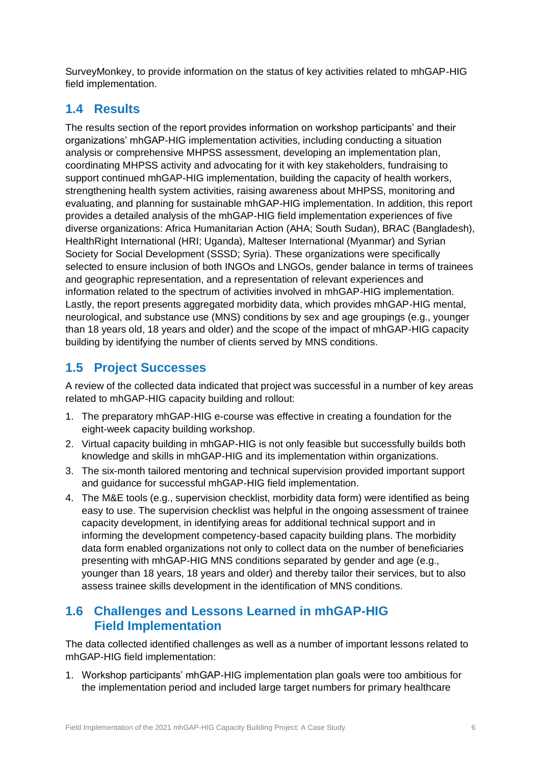SurveyMonkey, to provide information on the status of key activities related to mhGAP-HIG field implementation.

## 1.4 Results

The results section of the report provides information on workshop participants' and their organizations' mhGAP-HIG implementation activities, including conducting a situation analysis or comprehensive MHPSS assessment, developing an implementation plan, coordinating MHPSS activity and advocating for it with key stakeholders, fundraising to support continued mhGAP-HIG implementation, building the capacity of health workers, strengthening health system activities, raising awareness about MHPSS, monitoring and evaluating, and planning for sustainable mhGAP-HIG implementation. In addition, this report provides a detailed analysis of the mhGAP-HIG field implementation experiences of five diverse organizations: Africa Humanitarian Action (AHA; South Sudan), BRAC (Bangladesh), HealthRight International (HRI; Uganda), Malteser International (Myanmar) and Syrian Society for Social Development (SSSD; Syria). These organizations were specifically selected to ensure inclusion of both INGOs and LNGOs, gender balance in terms of trainees and geographic representation, and a representation of relevant experiences and information related to the spectrum of activities involved in mhGAP-HIG implementation. Lastly, the report presents aggregated morbidity data, which provides mhGAP-HIG mental, neurological, and substance use (MNS) conditions by sex and age groupings (e.g., younger than 18 years old, 18 years and older) and the scope of the impact of mhGAP-HIG capacity building by identifying the number of clients served by MNS conditions.

## 1.5 Project Successes

A review of the collected data indicated that project was successful in a number of key areas related to mhGAP-HIG capacity building and rollout:

1. The preparatory mhGAP-HIG e-course was effective in creating a foundation for the eight-week capacity building workshop.
2. Virtual capacity building in mhGAP-HIG is not only feasible but successfully builds both knowledge and skills in mhGAP-HIG and its implementation within organizations.
3. The six-month tailored mentoring and technical supervision provided important support and guidance for successful mhGAP-HIG field implementation.
4. The M&E tools (e.g., supervision checklist, morbidity data form) were identified as being easy to use. The supervision checklist was helpful in the ongoing assessment of trainee capacity development, in identifying areas for additional technical support and in informing the development competency-based capacity building plans. The morbidity data form enabled organizations not only to collect data on the number of beneficiaries presenting with mhGAP-HIG MNS conditions separated by gender and age (e.g., younger than 18 years, 18 years and older) and thereby tailor their services, but to also assess trainee skills development in the identification of MNS conditions.

## 1.6 Challenges and Lessons Learned in mhGAP-HIG Field Implementation

The data collected identified challenges as well as a number of important lessons related to mhGAP-HIG field implementation:

1. Workshop participants' mhGAP-HIG implementation plan goals were too ambitious for the implementation period and included large target numbers for primary healthcare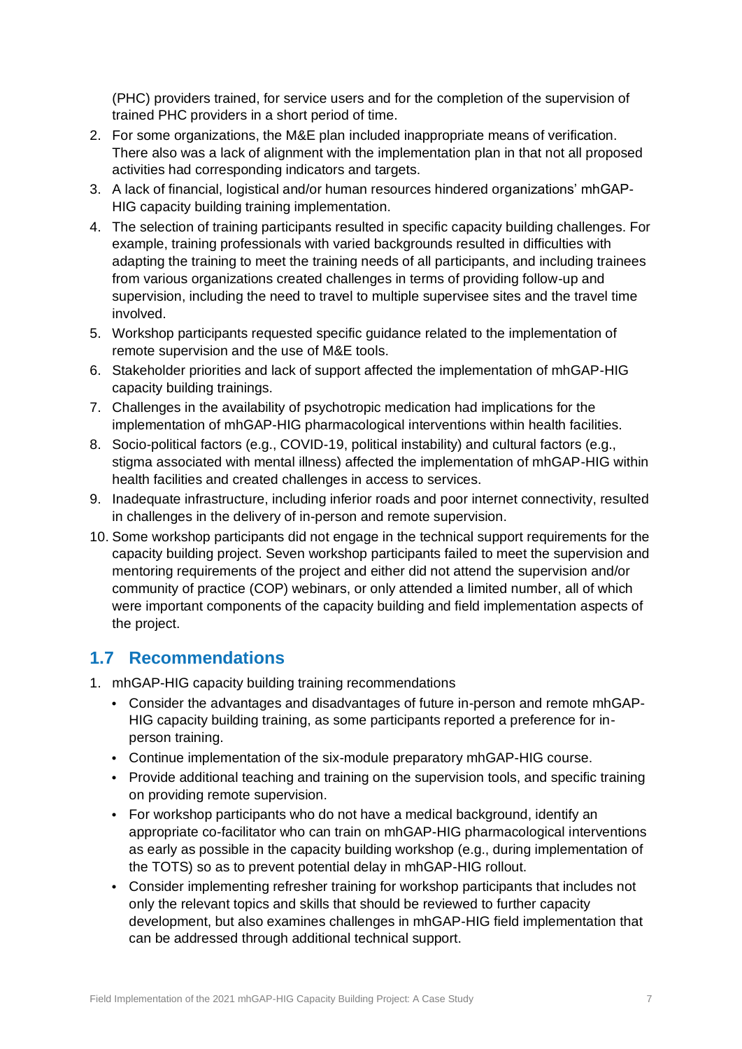(PHC) providers trained, for service users and for the completion of the supervision of trained PHC providers in a short period of time.

2. For some organizations, the M&E plan included inappropriate means of verification. There also was a lack of alignment with the implementation plan in that not all proposed activities had corresponding indicators and targets.
3. A lack of financial, logistical and/or human resources hindered organizations' mhGAP-HIG capacity building training implementation.
4. The selection of training participants resulted in specific capacity building challenges. For example, training professionals with varied backgrounds resulted in difficulties with adapting the training to meet the training needs of all participants, and including trainees from various organizations created challenges in terms of providing follow-up and supervision, including the need to travel to multiple supervisee sites and the travel time involved.
5. Workshop participants requested specific guidance related to the implementation of remote supervision and the use of M&E tools.
6. Stakeholder priorities and lack of support affected the implementation of mhGAP-HIG capacity building trainings.
7. Challenges in the availability of psychotropic medication had implications for the implementation of mhGAP-HIG pharmacological interventions within health facilities.
8. Socio-political factors (e.g., COVID-19, political instability) and cultural factors (e.g., stigma associated with mental illness) affected the implementation of mhGAP-HIG within health facilities and created challenges in access to services.
9. Inadequate infrastructure, including inferior roads and poor internet connectivity, resulted in challenges in the delivery of in-person and remote supervision.
10. Some workshop participants did not engage in the technical support requirements for the capacity building project. Seven workshop participants failed to meet the supervision and mentoring requirements of the project and either did not attend the supervision and/or community of practice (COP) webinars, or only attended a limited number, all of which were important components of the capacity building and field implementation aspects of the project.

## 1.7 Recommendations

1. mhGAP-HIG capacity building training recommendations
   - Consider the advantages and disadvantages of future in-person and remote mhGAP-HIG capacity building training, as some participants reported a preference for in-person training.
   - Continue implementation of the six-module preparatory mhGAP-HIG course.
   - Provide additional teaching and training on the supervision tools, and specific training on providing remote supervision.
   - For workshop participants who do not have a medical background, identify an appropriate co-facilitator who can train on mhGAP-HIG pharmacological interventions as early as possible in the capacity building workshop (e.g., during implementation of the TOTS) so as to prevent potential delay in mhGAP-HIG rollout.
   - Consider implementing refresher training for workshop participants that includes not only the relevant topics and skills that should be reviewed to further capacity development, but also examines challenges in mhGAP-HIG field implementation that can be addressed through additional technical support.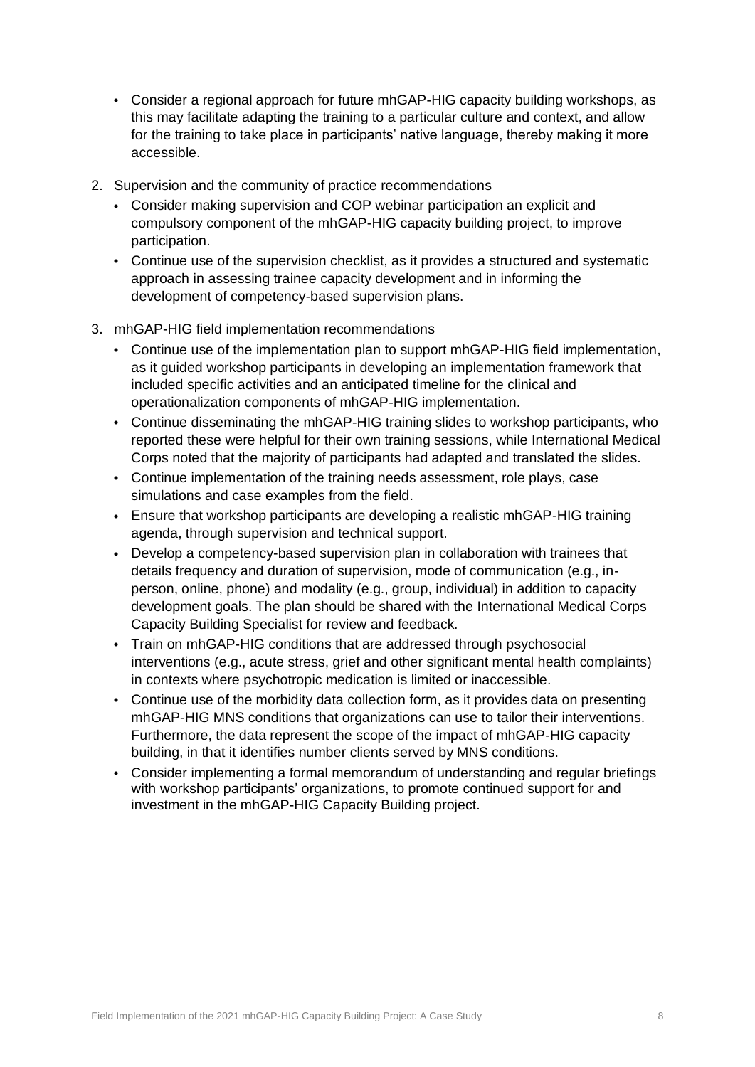- Consider a regional approach for future mhGAP-HIG capacity building workshops, as this may facilitate adapting the training to a particular culture and context, and allow for the training to take place in participants' native language, thereby making it more accessible.

2. Supervision and the community of practice recommendations
    - Consider making supervision and COP webinar participation an explicit and compulsory component of the mhGAP-HIG capacity building project, to improve participation.
    - Continue use of the supervision checklist, as it provides a structured and systematic approach in assessing trainee capacity development and in informing the development of competency-based supervision plans.

3. mhGAP-HIG field implementation recommendations
    - Continue use of the implementation plan to support mhGAP-HIG field implementation, as it guided workshop participants in developing an implementation framework that included specific activities and an anticipated timeline for the clinical and operationalization components of mhGAP-HIG implementation.
    - Continue disseminating the mhGAP-HIG training slides to workshop participants, who reported these were helpful for their own training sessions, while International Medical Corps noted that the majority of participants had adapted and translated the slides.
    - Continue implementation of the training needs assessment, role plays, case simulations and case examples from the field.
    - Ensure that workshop participants are developing a realistic mhGAP-HIG training agenda, through supervision and technical support.
    - Develop a competency-based supervision plan in collaboration with trainees that details frequency and duration of supervision, mode of communication (e.g., in-person, online, phone) and modality (e.g., group, individual) in addition to capacity development goals. The plan should be shared with the International Medical Corps Capacity Building Specialist for review and feedback.
    - Train on mhGAP-HIG conditions that are addressed through psychosocial interventions (e.g., acute stress, grief and other significant mental health complaints) in contexts where psychotropic medication is limited or inaccessible.
    - Continue use of the morbidity data collection form, as it provides data on presenting mhGAP-HIG MNS conditions that organizations can use to tailor their interventions. Furthermore, the data represent the scope of the impact of mhGAP-HIG capacity building, in that it identifies number clients served by MNS conditions.
    - Consider implementing a formal memorandum of understanding and regular briefings with workshop participants' organizations, to promote continued support for and investment in the mhGAP-HIG Capacity Building project.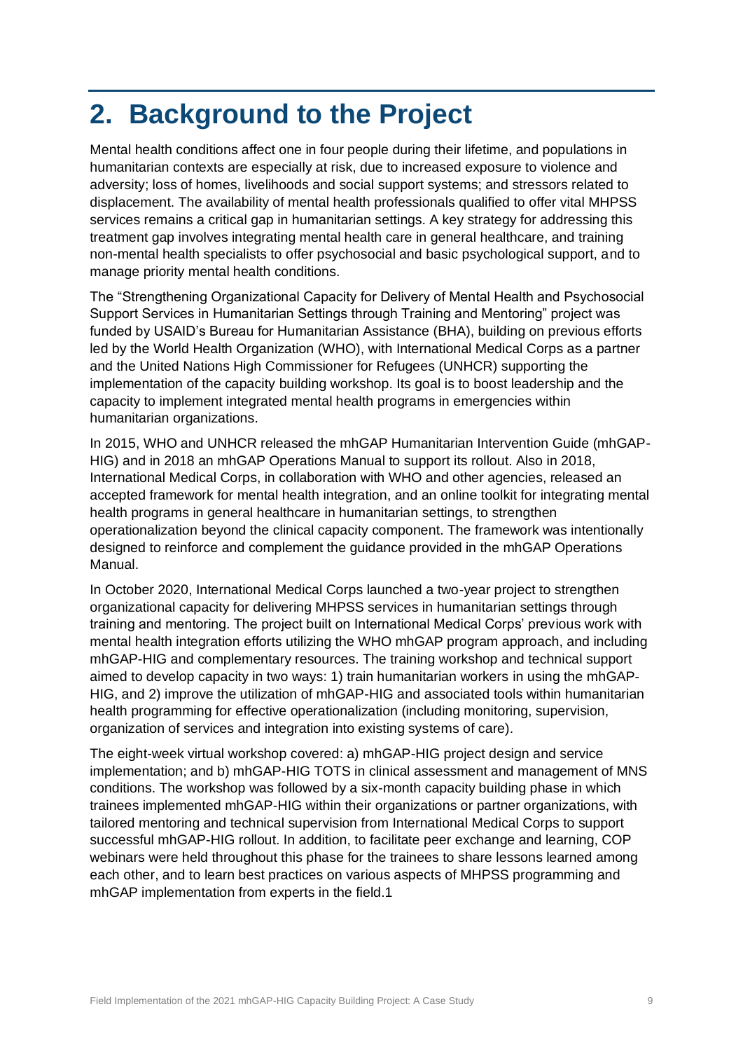# 2. Background to the Project

Mental health conditions affect one in four people during their lifetime, and populations in humanitarian contexts are especially at risk, due to increased exposure to violence and adversity; loss of homes, livelihoods and social support systems; and stressors related to displacement. The availability of mental health professionals qualified to offer vital MHPSS services remains a critical gap in humanitarian settings. A key strategy for addressing this treatment gap involves integrating mental health care in general healthcare, and training non-mental health specialists to offer psychosocial and basic psychological support, and to manage priority mental health conditions.

The "Strengthening Organizational Capacity for Delivery of Mental Health and Psychosocial Support Services in Humanitarian Settings through Training and Mentoring" project was funded by USAID's Bureau for Humanitarian Assistance (BHA), building on previous efforts led by the World Health Organization (WHO), with International Medical Corps as a partner and the United Nations High Commissioner for Refugees (UNHCR) supporting the implementation of the capacity building workshop. Its goal is to boost leadership and the capacity to implement integrated mental health programs in emergencies within humanitarian organizations.

In 2015, WHO and UNHCR released the mhGAP Humanitarian Intervention Guide (mhGAP-HIG) and in 2018 an mhGAP Operations Manual to support its rollout. Also in 2018, International Medical Corps, in collaboration with WHO and other agencies, released an accepted framework for mental health integration, and an online toolkit for integrating mental health programs in general healthcare in humanitarian settings, to strengthen operationalization beyond the clinical capacity component. The framework was intentionally designed to reinforce and complement the guidance provided in the mhGAP Operations Manual.

In October 2020, International Medical Corps launched a two-year project to strengthen organizational capacity for delivering MHPSS services in humanitarian settings through training and mentoring. The project built on International Medical Corps' previous work with mental health integration efforts utilizing the WHO mhGAP program approach, and including mhGAP-HIG and complementary resources. The training workshop and technical support aimed to develop capacity in two ways: 1) train humanitarian workers in using the mhGAP-HIG, and 2) improve the utilization of mhGAP-HIG and associated tools within humanitarian health programming for effective operationalization (including monitoring, supervision, organization of services and integration into existing systems of care).

The eight-week virtual workshop covered: a) mhGAP-HIG project design and service implementation; and b) mhGAP-HIG TOTS in clinical assessment and management of MNS conditions. The workshop was followed by a six-month capacity building phase in which trainees implemented mhGAP-HIG within their organizations or partner organizations, with tailored mentoring and technical supervision from International Medical Corps to support successful mhGAP-HIG rollout. In addition, to facilitate peer exchange and learning, COP webinars were held throughout this phase for the trainees to share lessons learned among each other, and to learn best practices on various aspects of MHPSS programming and mhGAP implementation from experts in the field.[1]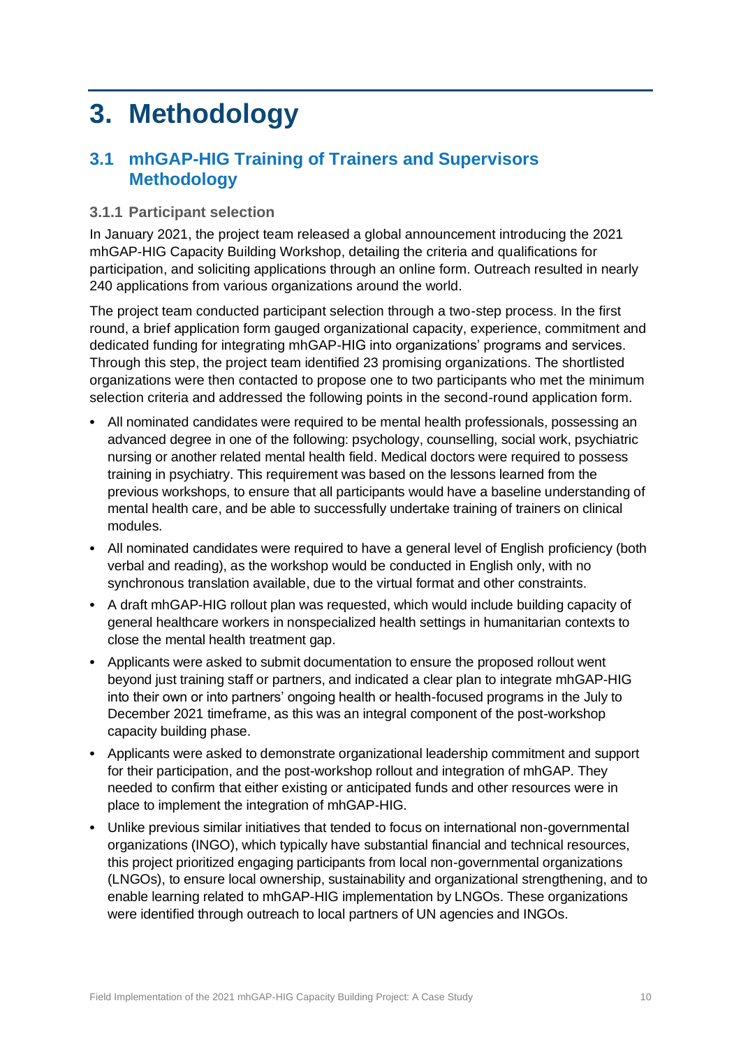# 3. Methodology

## 3.1 mhGAP-HIG Training of Trainers and Supervisors Methodology

### 3.1.1 Participant selection

In January 2021, the project team released a global announcement introducing the 2021 mhGAP-HIG Capacity Building Workshop, detailing the criteria and qualifications for participation, and soliciting applications through an online form. Outreach resulted in nearly 240 applications from various organizations around the world.

The project team conducted participant selection through a two-step process. In the first round, a brief application form gauged organizational capacity, experience, commitment and dedicated funding for integrating mhGAP-HIG into organizations' programs and services. Through this step, the project team identified 23 promising organizations. The shortlisted organizations were then contacted to propose one to two participants who met the minimum selection criteria and addressed the following points in the second-round application form.

- All nominated candidates were required to be mental health professionals, possessing an advanced degree in one of the following: psychology, counselling, social work, psychiatric nursing or another related mental health field. Medical doctors were required to possess training in psychiatry. This requirement was based on the lessons learned from the previous workshops, to ensure that all participants would have a baseline understanding of mental health care, and be able to successfully undertake training of trainers on clinical modules.
- All nominated candidates were required to have a general level of English proficiency (both verbal and reading), as the workshop would be conducted in English only, with no synchronous translation available, due to the virtual format and other constraints.
- A draft mhGAP-HIG rollout plan was requested, which would include building capacity of general healthcare workers in nonspecialized health settings in humanitarian contexts to close the mental health treatment gap.
- Applicants were asked to submit documentation to ensure the proposed rollout went beyond just training staff or partners, and indicated a clear plan to integrate mhGAP-HIG into their own or into partners' ongoing health or health-focused programs in the July to December 2021 timeframe, as this was an integral component of the post-workshop capacity building phase.
- Applicants were asked to demonstrate organizational leadership commitment and support for their participation, and the post-workshop rollout and integration of mhGAP. They needed to confirm that either existing or anticipated funds and other resources were in place to implement the integration of mhGAP-HIG.
- Unlike previous similar initiatives that tended to focus on international non-governmental organizations (INGO), which typically have substantial financial and technical resources, this project prioritized engaging participants from local non-governmental organizations (LNGOs), to ensure local ownership, sustainability and organizational strengthening, and to enable learning related to mhGAP-HIG implementation by LNGOs. These organizations were identified through outreach to local partners of UN agencies and INGOs.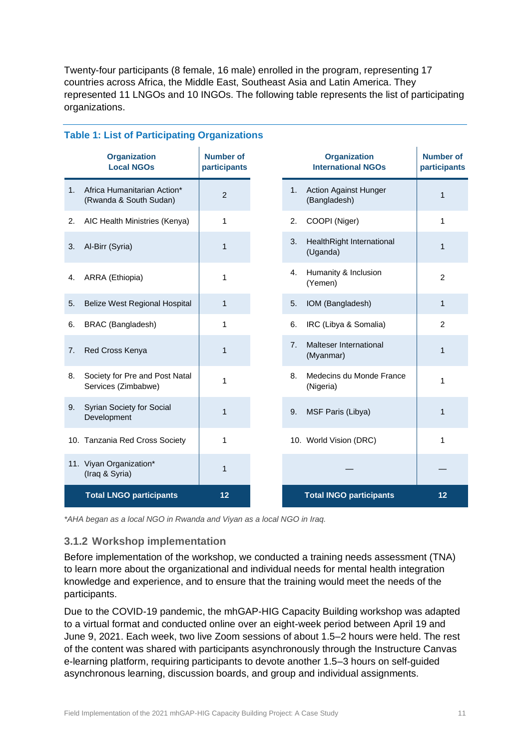Twenty-four participants (8 female, 16 male) enrolled in the program, representing 17 countries across Africa, the Middle East, Southeast Asia and Latin America. They represented 11 LNGOs and 10 INGOs. The following table represents the list of participating organizations.

**Table 1: List of Participating Organizations**

| Organization Local NGOs | Number of participants | Organization International NGOs | Number of participants |
|---|---|---|---|
| 1. Africa Humanitarian Action* (Rwanda & South Sudan) | 2 | 1. Action Against Hunger (Bangladesh) | 1 |
| 2. AIC Health Ministries (Kenya) | 1 | 2. COOPI (Niger) | 1 |
| 3. Al-Birr (Syria) | 1 | 3. HealthRight International (Uganda) | 1 |
| 4. ARRA (Ethiopia) | 1 | 4. Humanity & Inclusion (Yemen) | 2 |
| 5. Belize West Regional Hospital | 1 | 5. IOM (Bangladesh) | 1 |
| 6. BRAC (Bangladesh) | 1 | 6. IRC (Libya & Somalia) | 2 |
| 7. Red Cross Kenya | 1 | 7. Malteser International (Myanmar) | 1 |
| 8. Society for Pre and Post Natal Services (Zimbabwe) | 1 | 8. Medecins du Monde France (Nigeria) | 1 |
| 9. Syrian Society for Social Development | 1 | 9. MSF Paris (Libya) | 1 |
| 10. Tanzania Red Cross Society | 1 | 10. World Vision (DRC) | 1 |
| 11. Viyan Organization* (Iraq & Syria) | 1 | — | — |
| **Total LNGO participants** | **12** | **Total INGO participants** | **12** |

*\*AHA began as a local NGO in Rwanda and Viyan as a local NGO in Iraq.*

### 3.1.2 Workshop implementation

Before implementation of the workshop, we conducted a training needs assessment (TNA) to learn more about the organizational and individual needs for mental health integration knowledge and experience, and to ensure that the training would meet the needs of the participants.

Due to the COVID-19 pandemic, the mhGAP-HIG Capacity Building workshop was adapted to a virtual format and conducted online over an eight-week period between April 19 and June 9, 2021. Each week, two live Zoom sessions of about 1.5–2 hours were held. The rest of the content was shared with participants asynchronously through the Instructure Canvas e-learning platform, requiring participants to devote another 1.5–3 hours on self-guided asynchronous learning, discussion boards, and group and individual assignments.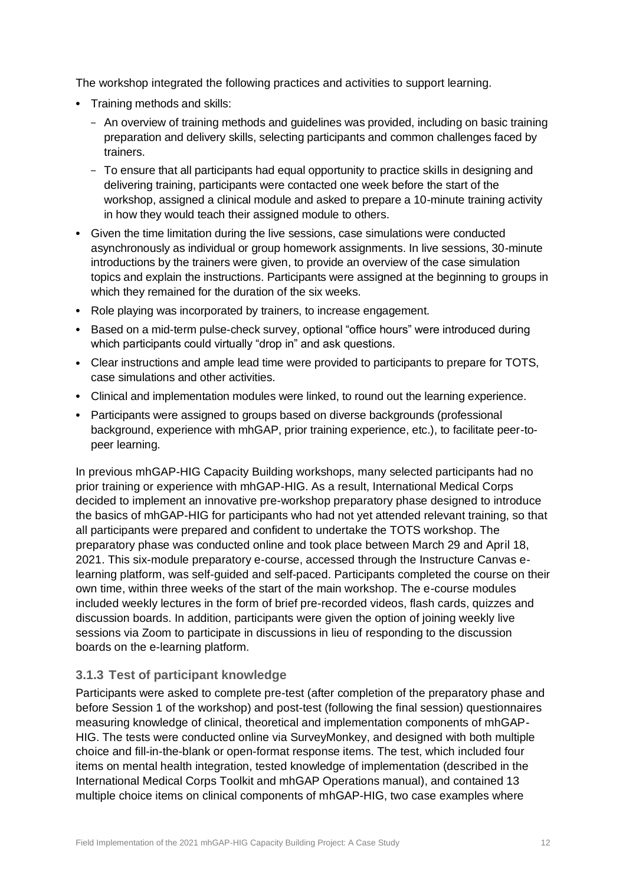The workshop integrated the following practices and activities to support learning.

- Training methods and skills:
  - An overview of training methods and guidelines was provided, including on basic training preparation and delivery skills, selecting participants and common challenges faced by trainers.
  - To ensure that all participants had equal opportunity to practice skills in designing and delivering training, participants were contacted one week before the start of the workshop, assigned a clinical module and asked to prepare a 10-minute training activity in how they would teach their assigned module to others.
- Given the time limitation during the live sessions, case simulations were conducted asynchronously as individual or group homework assignments. In live sessions, 30-minute introductions by the trainers were given, to provide an overview of the case simulation topics and explain the instructions. Participants were assigned at the beginning to groups in which they remained for the duration of the six weeks.
- Role playing was incorporated by trainers, to increase engagement.
- Based on a mid-term pulse-check survey, optional "office hours" were introduced during which participants could virtually "drop in" and ask questions.
- Clear instructions and ample lead time were provided to participants to prepare for TOTS, case simulations and other activities.
- Clinical and implementation modules were linked, to round out the learning experience.
- Participants were assigned to groups based on diverse backgrounds (professional background, experience with mhGAP, prior training experience, etc.), to facilitate peer-to-peer learning.

In previous mhGAP-HIG Capacity Building workshops, many selected participants had no prior training or experience with mhGAP-HIG. As a result, International Medical Corps decided to implement an innovative pre-workshop preparatory phase designed to introduce the basics of mhGAP-HIG for participants who had not yet attended relevant training, so that all participants were prepared and confident to undertake the TOTS workshop. The preparatory phase was conducted online and took place between March 29 and April 18, 2021. This six-module preparatory e-course, accessed through the Instructure Canvas e-learning platform, was self-guided and self-paced. Participants completed the course on their own time, within three weeks of the start of the main workshop. The e-course modules included weekly lectures in the form of brief pre-recorded videos, flash cards, quizzes and discussion boards. In addition, participants were given the option of joining weekly live sessions via Zoom to participate in discussions in lieu of responding to the discussion boards on the e-learning platform.

### 3.1.3 Test of participant knowledge

Participants were asked to complete pre-test (after completion of the preparatory phase and before Session 1 of the workshop) and post-test (following the final session) questionnaires measuring knowledge of clinical, theoretical and implementation components of mhGAP-HIG. The tests were conducted online via SurveyMonkey, and designed with both multiple choice and fill-in-the-blank or open-format response items. The test, which included four items on mental health integration, tested knowledge of implementation (described in the International Medical Corps Toolkit and mhGAP Operations manual), and contained 13 multiple choice items on clinical components of mhGAP-HIG, two case examples where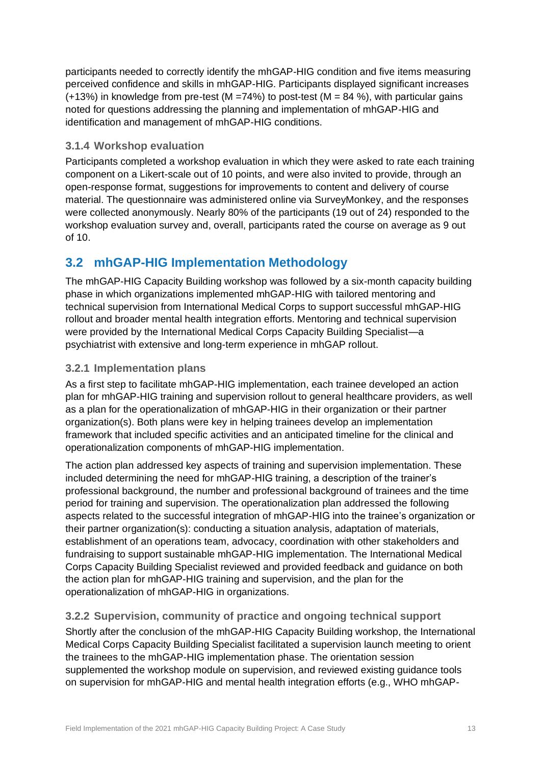participants needed to correctly identify the mhGAP-HIG condition and five items measuring perceived confidence and skills in mhGAP-HIG. Participants displayed significant increases (+13%) in knowledge from pre-test (M =74%) to post-test (M = 84 %), with particular gains noted for questions addressing the planning and implementation of mhGAP-HIG and identification and management of mhGAP-HIG conditions.

### 3.1.4 Workshop evaluation

Participants completed a workshop evaluation in which they were asked to rate each training component on a Likert-scale out of 10 points, and were also invited to provide, through an open-response format, suggestions for improvements to content and delivery of course material. The questionnaire was administered online via SurveyMonkey, and the responses were collected anonymously. Nearly 80% of the participants (19 out of 24) responded to the workshop evaluation survey and, overall, participants rated the course on average as 9 out of 10.

## 3.2 mhGAP-HIG Implementation Methodology

The mhGAP-HIG Capacity Building workshop was followed by a six-month capacity building phase in which organizations implemented mhGAP-HIG with tailored mentoring and technical supervision from International Medical Corps to support successful mhGAP-HIG rollout and broader mental health integration efforts. Mentoring and technical supervision were provided by the International Medical Corps Capacity Building Specialist—a psychiatrist with extensive and long-term experience in mhGAP rollout.

### 3.2.1 Implementation plans

As a first step to facilitate mhGAP-HIG implementation, each trainee developed an action plan for mhGAP-HIG training and supervision rollout to general healthcare providers, as well as a plan for the operationalization of mhGAP-HIG in their organization or their partner organization(s). Both plans were key in helping trainees develop an implementation framework that included specific activities and an anticipated timeline for the clinical and operationalization components of mhGAP-HIG implementation.

The action plan addressed key aspects of training and supervision implementation. These included determining the need for mhGAP-HIG training, a description of the trainer's professional background, the number and professional background of trainees and the time period for training and supervision. The operationalization plan addressed the following aspects related to the successful integration of mhGAP-HIG into the trainee's organization or their partner organization(s): conducting a situation analysis, adaptation of materials, establishment of an operations team, advocacy, coordination with other stakeholders and fundraising to support sustainable mhGAP-HIG implementation. The International Medical Corps Capacity Building Specialist reviewed and provided feedback and guidance on both the action plan for mhGAP-HIG training and supervision, and the plan for the operationalization of mhGAP-HIG in organizations.

### 3.2.2 Supervision, community of practice and ongoing technical support

Shortly after the conclusion of the mhGAP-HIG Capacity Building workshop, the International Medical Corps Capacity Building Specialist facilitated a supervision launch meeting to orient the trainees to the mhGAP-HIG implementation phase. The orientation session supplemented the workshop module on supervision, and reviewed existing guidance tools on supervision for mhGAP-HIG and mental health integration efforts (e.g., WHO mhGAP-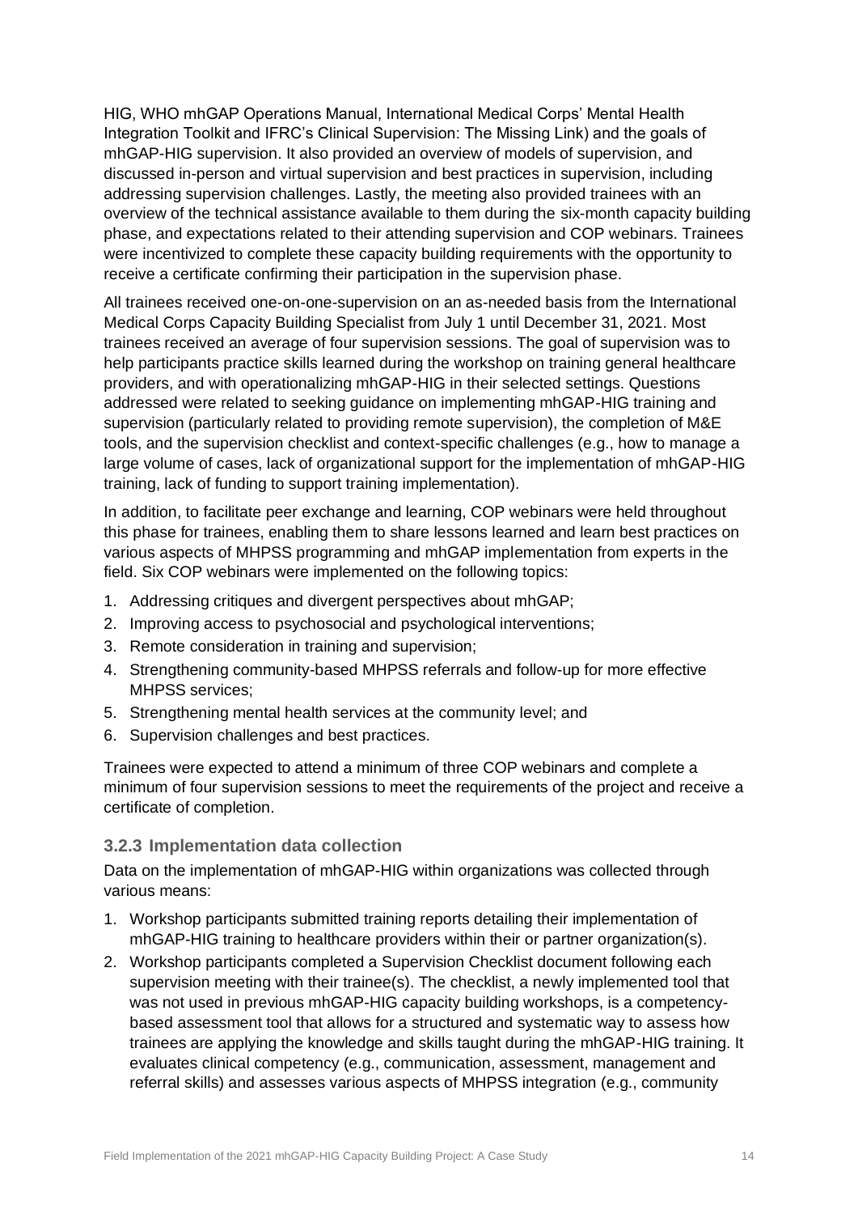HIG, WHO mhGAP Operations Manual, International Medical Corps' Mental Health Integration Toolkit and IFRC's Clinical Supervision: The Missing Link) and the goals of mhGAP-HIG supervision. It also provided an overview of models of supervision, and discussed in-person and virtual supervision and best practices in supervision, including addressing supervision challenges. Lastly, the meeting also provided trainees with an overview of the technical assistance available to them during the six-month capacity building phase, and expectations related to their attending supervision and COP webinars. Trainees were incentivized to complete these capacity building requirements with the opportunity to receive a certificate confirming their participation in the supervision phase.

All trainees received one-on-one-supervision on an as-needed basis from the International Medical Corps Capacity Building Specialist from July 1 until December 31, 2021. Most trainees received an average of four supervision sessions. The goal of supervision was to help participants practice skills learned during the workshop on training general healthcare providers, and with operationalizing mhGAP-HIG in their selected settings. Questions addressed were related to seeking guidance on implementing mhGAP-HIG training and supervision (particularly related to providing remote supervision), the completion of M&E tools, and the supervision checklist and context-specific challenges (e.g., how to manage a large volume of cases, lack of organizational support for the implementation of mhGAP-HIG training, lack of funding to support training implementation).

In addition, to facilitate peer exchange and learning, COP webinars were held throughout this phase for trainees, enabling them to share lessons learned and learn best practices on various aspects of MHPSS programming and mhGAP implementation from experts in the field. Six COP webinars were implemented on the following topics:

1. Addressing critiques and divergent perspectives about mhGAP;
2. Improving access to psychosocial and psychological interventions;
3. Remote consideration in training and supervision;
4. Strengthening community-based MHPSS referrals and follow-up for more effective MHPSS services;
5. Strengthening mental health services at the community level; and
6. Supervision challenges and best practices.

Trainees were expected to attend a minimum of three COP webinars and complete a minimum of four supervision sessions to meet the requirements of the project and receive a certificate of completion.

### 3.2.3 Implementation data collection

Data on the implementation of mhGAP-HIG within organizations was collected through various means:

1. Workshop participants submitted training reports detailing their implementation of mhGAP-HIG training to healthcare providers within their or partner organization(s).
2. Workshop participants completed a Supervision Checklist document following each supervision meeting with their trainee(s). The checklist, a newly implemented tool that was not used in previous mhGAP-HIG capacity building workshops, is a competency-based assessment tool that allows for a structured and systematic way to assess how trainees are applying the knowledge and skills taught during the mhGAP-HIG training. It evaluates clinical competency (e.g., communication, assessment, management and referral skills) and assesses various aspects of MHPSS integration (e.g., community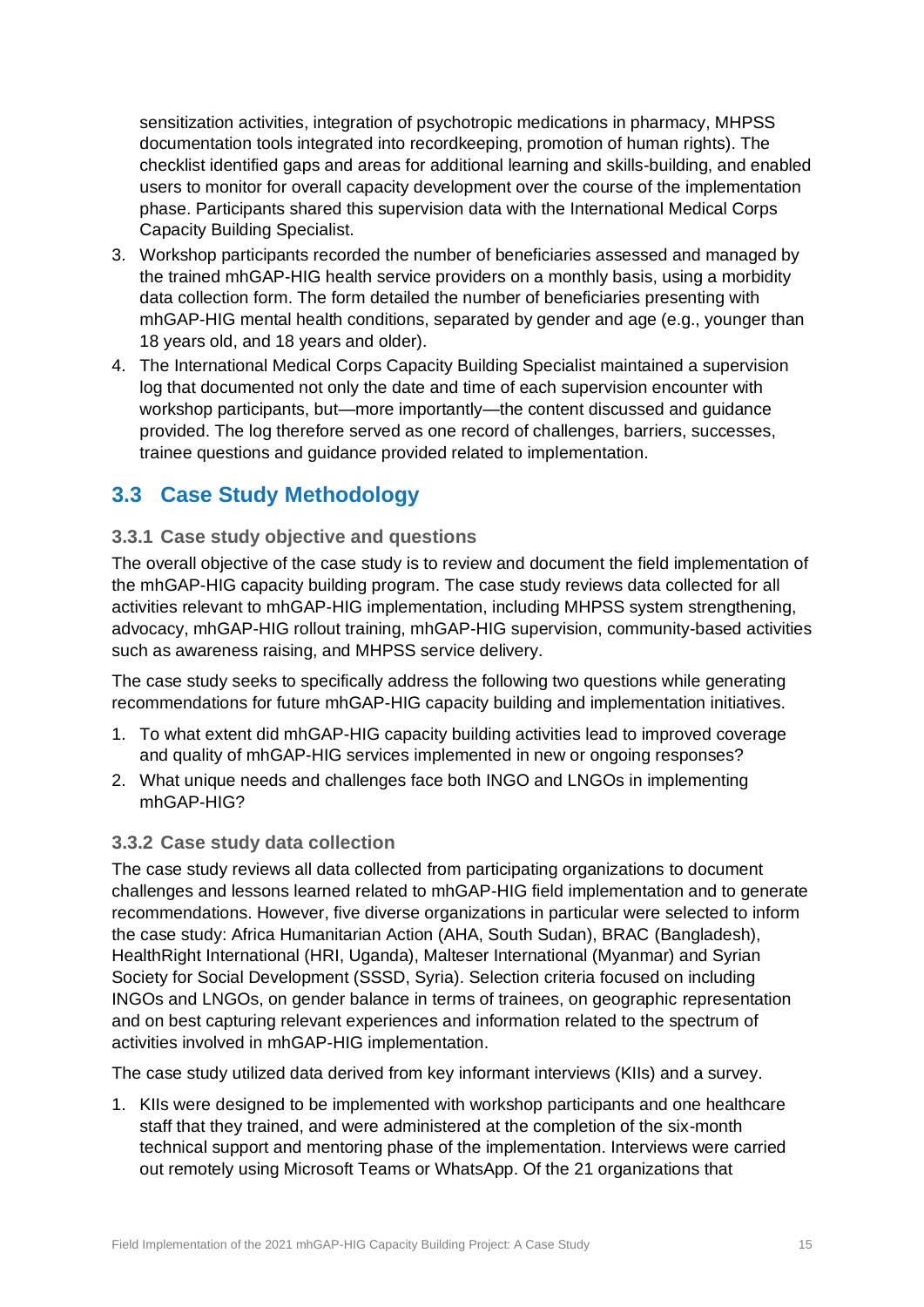sensitization activities, integration of psychotropic medications in pharmacy, MHPSS documentation tools integrated into recordkeeping, promotion of human rights). The checklist identified gaps and areas for additional learning and skills-building, and enabled users to monitor for overall capacity development over the course of the implementation phase. Participants shared this supervision data with the International Medical Corps Capacity Building Specialist.

3. Workshop participants recorded the number of beneficiaries assessed and managed by the trained mhGAP-HIG health service providers on a monthly basis, using a morbidity data collection form. The form detailed the number of beneficiaries presenting with mhGAP-HIG mental health conditions, separated by gender and age (e.g., younger than 18 years old, and 18 years and older).
4. The International Medical Corps Capacity Building Specialist maintained a supervision log that documented not only the date and time of each supervision encounter with workshop participants, but—more importantly—the content discussed and guidance provided. The log therefore served as one record of challenges, barriers, successes, trainee questions and guidance provided related to implementation.

## 3.3 Case Study Methodology

### 3.3.1 Case study objective and questions

The overall objective of the case study is to review and document the field implementation of the mhGAP-HIG capacity building program. The case study reviews data collected for all activities relevant to mhGAP-HIG implementation, including MHPSS system strengthening, advocacy, mhGAP-HIG rollout training, mhGAP-HIG supervision, community-based activities such as awareness raising, and MHPSS service delivery.

The case study seeks to specifically address the following two questions while generating recommendations for future mhGAP-HIG capacity building and implementation initiatives.

1. To what extent did mhGAP-HIG capacity building activities lead to improved coverage and quality of mhGAP-HIG services implemented in new or ongoing responses?
2. What unique needs and challenges face both INGO and LNGOs in implementing mhGAP-HIG?

### 3.3.2 Case study data collection

The case study reviews all data collected from participating organizations to document challenges and lessons learned related to mhGAP-HIG field implementation and to generate recommendations. However, five diverse organizations in particular were selected to inform the case study: Africa Humanitarian Action (AHA, South Sudan), BRAC (Bangladesh), HealthRight International (HRI, Uganda), Malteser International (Myanmar) and Syrian Society for Social Development (SSSD, Syria). Selection criteria focused on including INGOs and LNGOs, on gender balance in terms of trainees, on geographic representation and on best capturing relevant experiences and information related to the spectrum of activities involved in mhGAP-HIG implementation.

The case study utilized data derived from key informant interviews (KIIs) and a survey.

1. KIIs were designed to be implemented with workshop participants and one healthcare staff that they trained, and were administered at the completion of the six-month technical support and mentoring phase of the implementation. Interviews were carried out remotely using Microsoft Teams or WhatsApp. Of the 21 organizations that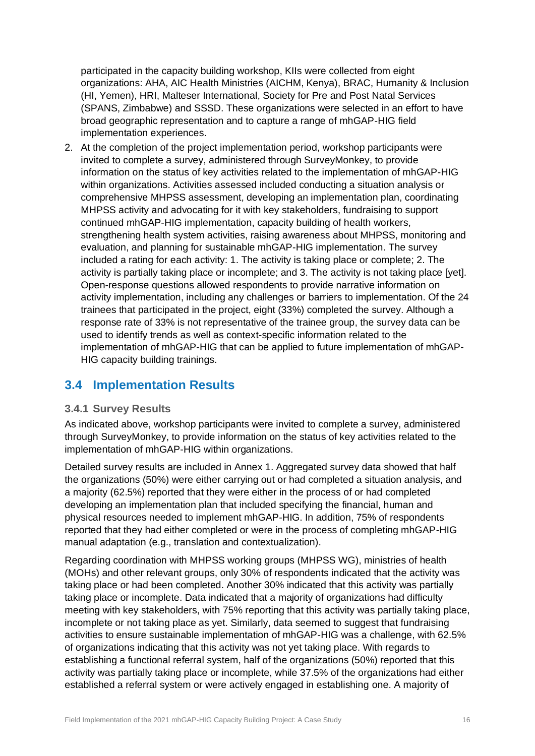participated in the capacity building workshop, KIIs were collected from eight organizations: AHA, AIC Health Ministries (AICHM, Kenya), BRAC, Humanity & Inclusion (HI, Yemen), HRI, Malteser International, Society for Pre and Post Natal Services (SPANS, Zimbabwe) and SSSD. These organizations were selected in an effort to have broad geographic representation and to capture a range of mhGAP-HIG field implementation experiences.

2. At the completion of the project implementation period, workshop participants were invited to complete a survey, administered through SurveyMonkey, to provide information on the status of key activities related to the implementation of mhGAP-HIG within organizations. Activities assessed included conducting a situation analysis or comprehensive MHPSS assessment, developing an implementation plan, coordinating MHPSS activity and advocating for it with key stakeholders, fundraising to support continued mhGAP-HIG implementation, capacity building of health workers, strengthening health system activities, raising awareness about MHPSS, monitoring and evaluation, and planning for sustainable mhGAP-HIG implementation. The survey included a rating for each activity: 1. The activity is taking place or complete; 2. The activity is partially taking place or incomplete; and 3. The activity is not taking place [yet]. Open-response questions allowed respondents to provide narrative information on activity implementation, including any challenges or barriers to implementation. Of the 24 trainees that participated in the project, eight (33%) completed the survey. Although a response rate of 33% is not representative of the trainee group, the survey data can be used to identify trends as well as context-specific information related to the implementation of mhGAP-HIG that can be applied to future implementation of mhGAP-HIG capacity building trainings.

## 3.4 Implementation Results

### 3.4.1 Survey Results

As indicated above, workshop participants were invited to complete a survey, administered through SurveyMonkey, to provide information on the status of key activities related to the implementation of mhGAP-HIG within organizations.

Detailed survey results are included in Annex 1. Aggregated survey data showed that half the organizations (50%) were either carrying out or had completed a situation analysis, and a majority (62.5%) reported that they were either in the process of or had completed developing an implementation plan that included specifying the financial, human and physical resources needed to implement mhGAP-HIG. In addition, 75% of respondents reported that they had either completed or were in the process of completing mhGAP-HIG manual adaptation (e.g., translation and contextualization).

Regarding coordination with MHPSS working groups (MHPSS WG), ministries of health (MOHs) and other relevant groups, only 30% of respondents indicated that the activity was taking place or had been completed. Another 30% indicated that this activity was partially taking place or incomplete. Data indicated that a majority of organizations had difficulty meeting with key stakeholders, with 75% reporting that this activity was partially taking place, incomplete or not taking place as yet. Similarly, data seemed to suggest that fundraising activities to ensure sustainable implementation of mhGAP-HIG was a challenge, with 62.5% of organizations indicating that this activity was not yet taking place. With regards to establishing a functional referral system, half of the organizations (50%) reported that this activity was partially taking place or incomplete, while 37.5% of the organizations had either established a referral system or were actively engaged in establishing one. A majority of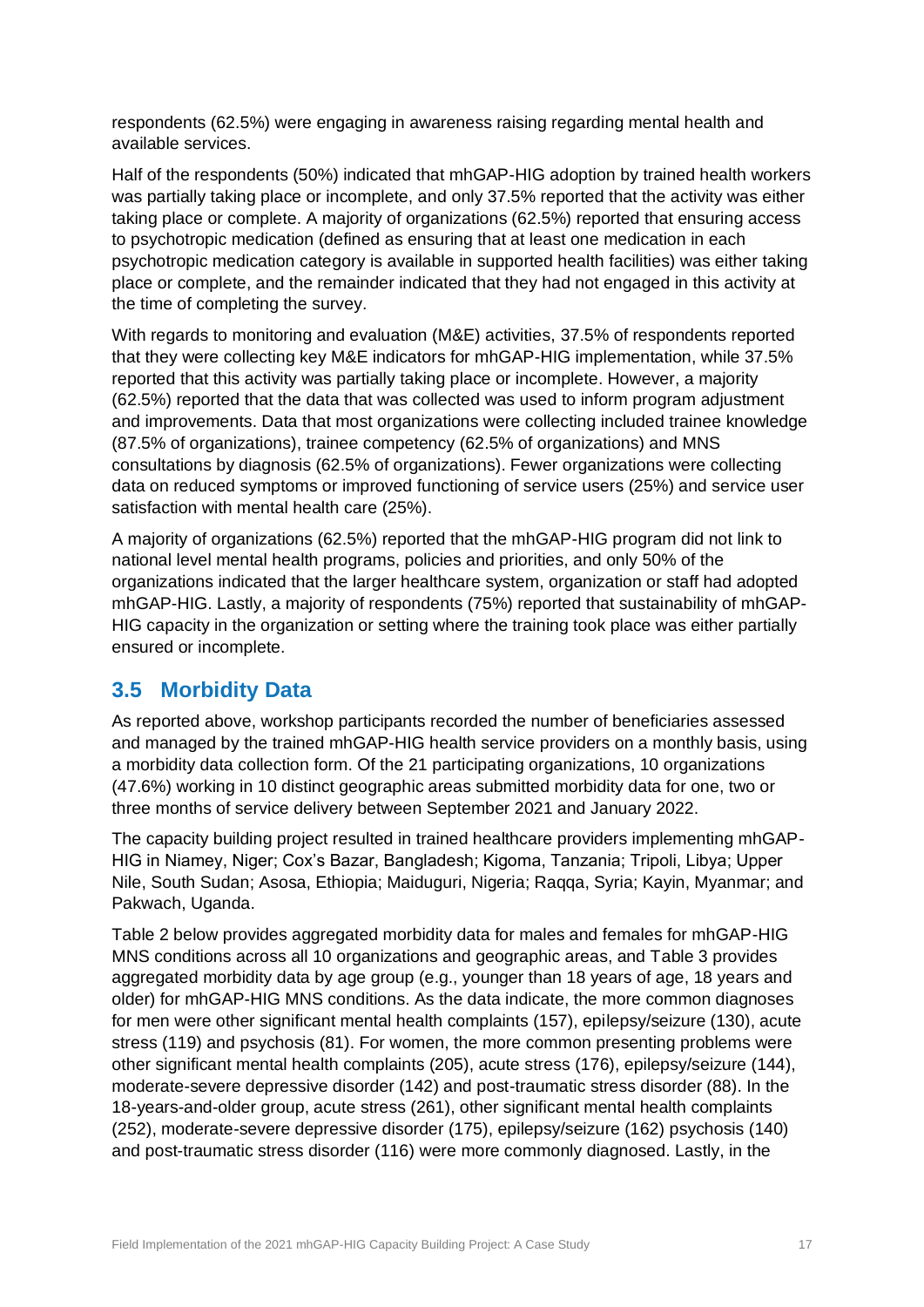respondents (62.5%) were engaging in awareness raising regarding mental health and available services.

Half of the respondents (50%) indicated that mhGAP-HIG adoption by trained health workers was partially taking place or incomplete, and only 37.5% reported that the activity was either taking place or complete. A majority of organizations (62.5%) reported that ensuring access to psychotropic medication (defined as ensuring that at least one medication in each psychotropic medication category is available in supported health facilities) was either taking place or complete, and the remainder indicated that they had not engaged in this activity at the time of completing the survey.

With regards to monitoring and evaluation (M&E) activities, 37.5% of respondents reported that they were collecting key M&E indicators for mhGAP-HIG implementation, while 37.5% reported that this activity was partially taking place or incomplete. However, a majority (62.5%) reported that the data that was collected was used to inform program adjustment and improvements. Data that most organizations were collecting included trainee knowledge (87.5% of organizations), trainee competency (62.5% of organizations) and MNS consultations by diagnosis (62.5% of organizations). Fewer organizations were collecting data on reduced symptoms or improved functioning of service users (25%) and service user satisfaction with mental health care (25%).

A majority of organizations (62.5%) reported that the mhGAP-HIG program did not link to national level mental health programs, policies and priorities, and only 50% of the organizations indicated that the larger healthcare system, organization or staff had adopted mhGAP-HIG. Lastly, a majority of respondents (75%) reported that sustainability of mhGAP-HIG capacity in the organization or setting where the training took place was either partially ensured or incomplete.

## 3.5 Morbidity Data

As reported above, workshop participants recorded the number of beneficiaries assessed and managed by the trained mhGAP-HIG health service providers on a monthly basis, using a morbidity data collection form. Of the 21 participating organizations, 10 organizations (47.6%) working in 10 distinct geographic areas submitted morbidity data for one, two or three months of service delivery between September 2021 and January 2022.

The capacity building project resulted in trained healthcare providers implementing mhGAP-HIG in Niamey, Niger; Cox's Bazar, Bangladesh; Kigoma, Tanzania; Tripoli, Libya; Upper Nile, South Sudan; Asosa, Ethiopia; Maiduguri, Nigeria; Raqqa, Syria; Kayin, Myanmar; and Pakwach, Uganda.

Table 2 below provides aggregated morbidity data for males and females for mhGAP-HIG MNS conditions across all 10 organizations and geographic areas, and Table 3 provides aggregated morbidity data by age group (e.g., younger than 18 years of age, 18 years and older) for mhGAP-HIG MNS conditions. As the data indicate, the more common diagnoses for men were other significant mental health complaints (157), epilepsy/seizure (130), acute stress (119) and psychosis (81). For women, the more common presenting problems were other significant mental health complaints (205), acute stress (176), epilepsy/seizure (144), moderate-severe depressive disorder (142) and post-traumatic stress disorder (88). In the 18-years-and-older group, acute stress (261), other significant mental health complaints (252), moderate-severe depressive disorder (175), epilepsy/seizure (162) psychosis (140) and post-traumatic stress disorder (116) were more commonly diagnosed. Lastly, in the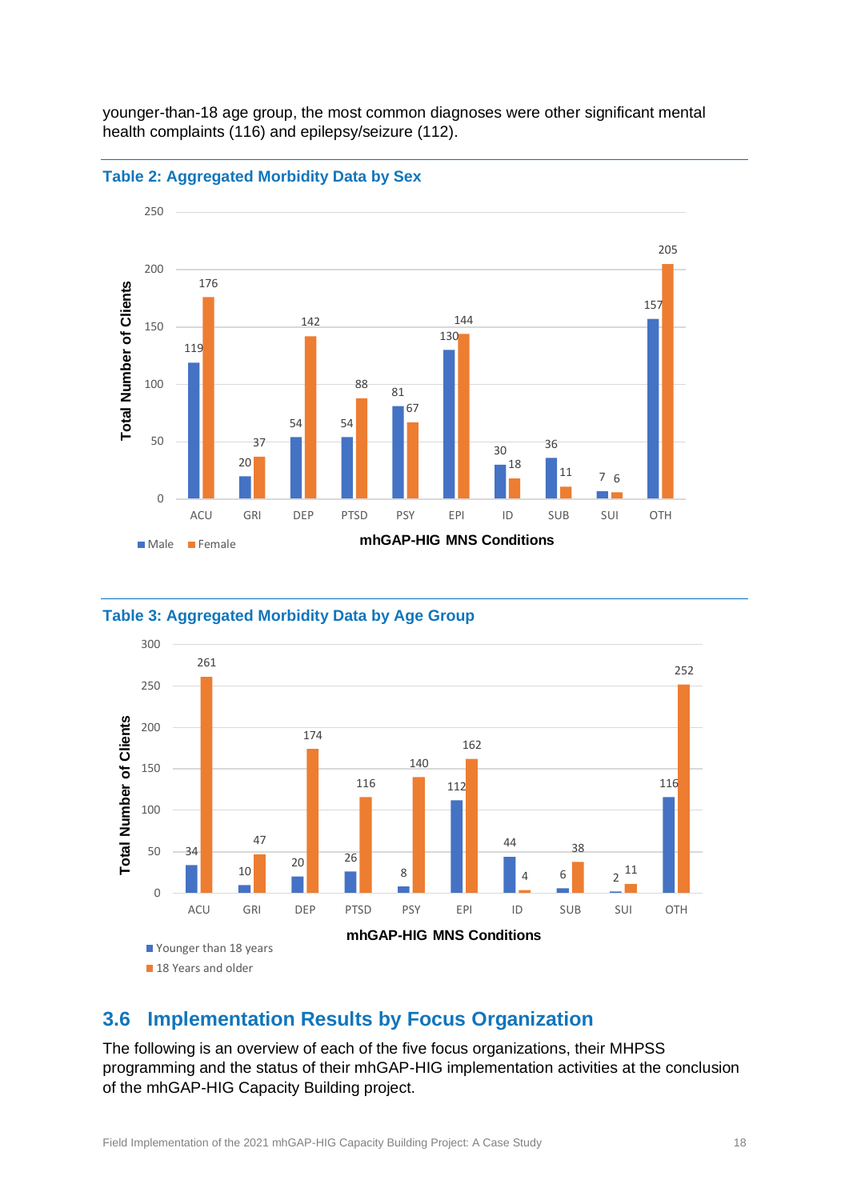younger-than-18 age group, the most common diagnoses were other significant mental health complaints (116) and epilepsy/seizure (112).

**Table 2: Aggregated Morbidity Data by Sex**

| mhGAP-HIG MNS Conditions | Male | Female |
|---|---|---|
| ACU | 119 | 176 |
| GRI | 20 | 37 |
| DEP | 54 | 142 |
| PTSD | 54 | 88 |
| PSY | 81 | 67 |
| EPI | 130 | 144 |
| ID | 30 | 18 |
| SUB | 36 | 11 |
| SUI | 7 | 6 |
| OTH | 157 | 205 |

Total Number of Clients

**Table 3: Aggregated Morbidity Data by Age Group**

| mhGAP-HIG MNS Conditions | Younger than 18 years | 18 Years and older |
|---|---|---|
| ACU | 34 | 261 |
| GRI | 10 | 47 |
| DEP | 20 | 174 |
| PTSD | 26 | 116 |
| PSY | 8 | 140 |
| EPI | 112 | 162 |
| ID | 44 | 4 |
| SUB | 6 | 38 |
| SUI | 2 | 11 |
| OTH | 116 | 252 |

Total Number of Clients

## 3.6 Implementation Results by Focus Organization

The following is an overview of each of the five focus organizations, their MHPSS programming and the status of their mhGAP-HIG implementation activities at the conclusion of the mhGAP-HIG Capacity Building project.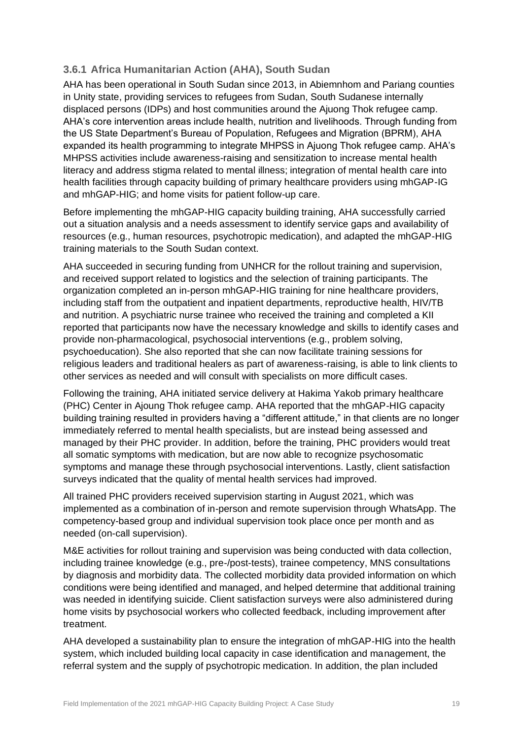### 3.6.1 Africa Humanitarian Action (AHA), South Sudan

AHA has been operational in South Sudan since 2013, in Abiemnhom and Pariang counties in Unity state, providing services to refugees from Sudan, South Sudanese internally displaced persons (IDPs) and host communities around the Ajuong Thok refugee camp. AHA's core intervention areas include health, nutrition and livelihoods. Through funding from the US State Department's Bureau of Population, Refugees and Migration (BPRM), AHA expanded its health programming to integrate MHPSS in Ajuong Thok refugee camp. AHA's MHPSS activities include awareness-raising and sensitization to increase mental health literacy and address stigma related to mental illness; integration of mental health care into health facilities through capacity building of primary healthcare providers using mhGAP-IG and mhGAP-HIG; and home visits for patient follow-up care.

Before implementing the mhGAP-HIG capacity building training, AHA successfully carried out a situation analysis and a needs assessment to identify service gaps and availability of resources (e.g., human resources, psychotropic medication), and adapted the mhGAP-HIG training materials to the South Sudan context.

AHA succeeded in securing funding from UNHCR for the rollout training and supervision, and received support related to logistics and the selection of training participants. The organization completed an in-person mhGAP-HIG training for nine healthcare providers, including staff from the outpatient and inpatient departments, reproductive health, HIV/TB and nutrition. A psychiatric nurse trainee who received the training and completed a KII reported that participants now have the necessary knowledge and skills to identify cases and provide non-pharmacological, psychosocial interventions (e.g., problem solving, psychoeducation). She also reported that she can now facilitate training sessions for religious leaders and traditional healers as part of awareness-raising, is able to link clients to other services as needed and will consult with specialists on more difficult cases.

Following the training, AHA initiated service delivery at Hakima Yakob primary healthcare (PHC) Center in Ajoung Thok refugee camp. AHA reported that the mhGAP-HIG capacity building training resulted in providers having a "different attitude," in that clients are no longer immediately referred to mental health specialists, but are instead being assessed and managed by their PHC provider. In addition, before the training, PHC providers would treat all somatic symptoms with medication, but are now able to recognize psychosomatic symptoms and manage these through psychosocial interventions. Lastly, client satisfaction surveys indicated that the quality of mental health services had improved.

All trained PHC providers received supervision starting in August 2021, which was implemented as a combination of in-person and remote supervision through WhatsApp. The competency-based group and individual supervision took place once per month and as needed (on-call supervision).

M&E activities for rollout training and supervision was being conducted with data collection, including trainee knowledge (e.g., pre-/post-tests), trainee competency, MNS consultations by diagnosis and morbidity data. The collected morbidity data provided information on which conditions were being identified and managed, and helped determine that additional training was needed in identifying suicide. Client satisfaction surveys were also administered during home visits by psychosocial workers who collected feedback, including improvement after treatment.

AHA developed a sustainability plan to ensure the integration of mhGAP-HIG into the health system, which included building local capacity in case identification and management, the referral system and the supply of psychotropic medication. In addition, the plan included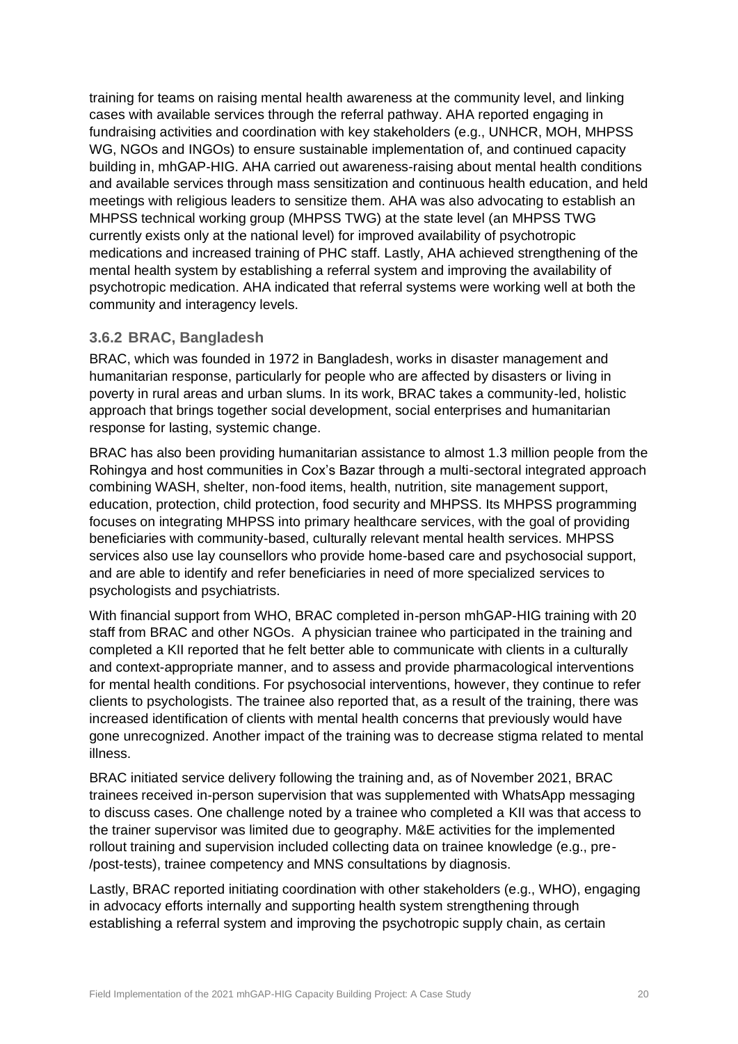training for teams on raising mental health awareness at the community level, and linking cases with available services through the referral pathway. AHA reported engaging in fundraising activities and coordination with key stakeholders (e.g., UNHCR, MOH, MHPSS WG, NGOs and INGOs) to ensure sustainable implementation of, and continued capacity building in, mhGAP-HIG. AHA carried out awareness-raising about mental health conditions and available services through mass sensitization and continuous health education, and held meetings with religious leaders to sensitize them. AHA was also advocating to establish an MHPSS technical working group (MHPSS TWG) at the state level (an MHPSS TWG currently exists only at the national level) for improved availability of psychotropic medications and increased training of PHC staff. Lastly, AHA achieved strengthening of the mental health system by establishing a referral system and improving the availability of psychotropic medication. AHA indicated that referral systems were working well at both the community and interagency levels.

### 3.6.2 BRAC, Bangladesh

BRAC, which was founded in 1972 in Bangladesh, works in disaster management and humanitarian response, particularly for people who are affected by disasters or living in poverty in rural areas and urban slums. In its work, BRAC takes a community-led, holistic approach that brings together social development, social enterprises and humanitarian response for lasting, systemic change.

BRAC has also been providing humanitarian assistance to almost 1.3 million people from the Rohingya and host communities in Cox's Bazar through a multi-sectoral integrated approach combining WASH, shelter, non-food items, health, nutrition, site management support, education, protection, child protection, food security and MHPSS. Its MHPSS programming focuses on integrating MHPSS into primary healthcare services, with the goal of providing beneficiaries with community-based, culturally relevant mental health services. MHPSS services also use lay counsellors who provide home-based care and psychosocial support, and are able to identify and refer beneficiaries in need of more specialized services to psychologists and psychiatrists.

With financial support from WHO, BRAC completed in-person mhGAP-HIG training with 20 staff from BRAC and other NGOs. A physician trainee who participated in the training and completed a KII reported that he felt better able to communicate with clients in a culturally and context-appropriate manner, and to assess and provide pharmacological interventions for mental health conditions. For psychosocial interventions, however, they continue to refer clients to psychologists. The trainee also reported that, as a result of the training, there was increased identification of clients with mental health concerns that previously would have gone unrecognized. Another impact of the training was to decrease stigma related to mental illness.

BRAC initiated service delivery following the training and, as of November 2021, BRAC trainees received in-person supervision that was supplemented with WhatsApp messaging to discuss cases. One challenge noted by a trainee who completed a KII was that access to the trainer supervisor was limited due to geography. M&E activities for the implemented rollout training and supervision included collecting data on trainee knowledge (e.g., pre-/post-tests), trainee competency and MNS consultations by diagnosis.

Lastly, BRAC reported initiating coordination with other stakeholders (e.g., WHO), engaging in advocacy efforts internally and supporting health system strengthening through establishing a referral system and improving the psychotropic supply chain, as certain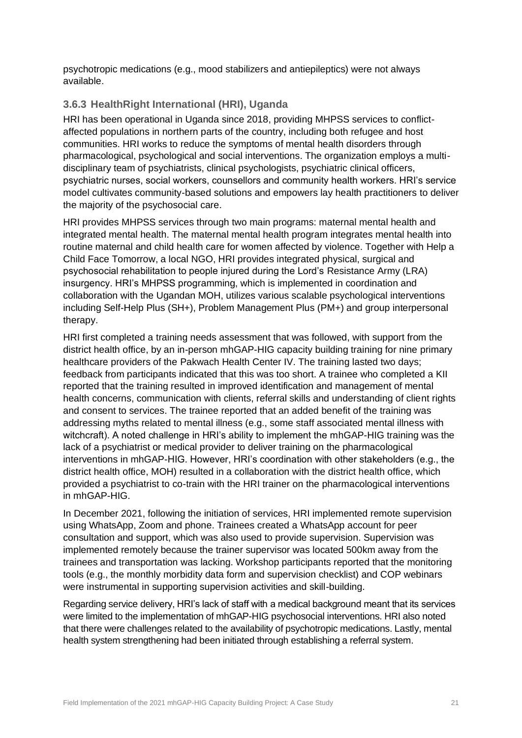psychotropic medications (e.g., mood stabilizers and antiepileptics) were not always available.

### 3.6.3 HealthRight International (HRI), Uganda

HRI has been operational in Uganda since 2018, providing MHPSS services to conflict-affected populations in northern parts of the country, including both refugee and host communities. HRI works to reduce the symptoms of mental health disorders through pharmacological, psychological and social interventions. The organization employs a multi-disciplinary team of psychiatrists, clinical psychologists, psychiatric clinical officers, psychiatric nurses, social workers, counsellors and community health workers. HRI's service model cultivates community-based solutions and empowers lay health practitioners to deliver the majority of the psychosocial care.

HRI provides MHPSS services through two main programs: maternal mental health and integrated mental health. The maternal mental health program integrates mental health into routine maternal and child health care for women affected by violence. Together with Help a Child Face Tomorrow, a local NGO, HRI provides integrated physical, surgical and psychosocial rehabilitation to people injured during the Lord's Resistance Army (LRA) insurgency. HRI's MHPSS programming, which is implemented in coordination and collaboration with the Ugandan MOH, utilizes various scalable psychological interventions including Self-Help Plus (SH+), Problem Management Plus (PM+) and group interpersonal therapy.

HRI first completed a training needs assessment that was followed, with support from the district health office, by an in-person mhGAP-HIG capacity building training for nine primary healthcare providers of the Pakwach Health Center IV. The training lasted two days; feedback from participants indicated that this was too short. A trainee who completed a KII reported that the training resulted in improved identification and management of mental health concerns, communication with clients, referral skills and understanding of client rights and consent to services. The trainee reported that an added benefit of the training was addressing myths related to mental illness (e.g., some staff associated mental illness with witchcraft). A noted challenge in HRI's ability to implement the mhGAP-HIG training was the lack of a psychiatrist or medical provider to deliver training on the pharmacological interventions in mhGAP-HIG. However, HRI's coordination with other stakeholders (e.g., the district health office, MOH) resulted in a collaboration with the district health office, which provided a psychiatrist to co-train with the HRI trainer on the pharmacological interventions in mhGAP-HIG.

In December 2021, following the initiation of services, HRI implemented remote supervision using WhatsApp, Zoom and phone. Trainees created a WhatsApp account for peer consultation and support, which was also used to provide supervision. Supervision was implemented remotely because the trainer supervisor was located 500km away from the trainees and transportation was lacking. Workshop participants reported that the monitoring tools (e.g., the monthly morbidity data form and supervision checklist) and COP webinars were instrumental in supporting supervision activities and skill-building.

Regarding service delivery, HRI's lack of staff with a medical background meant that its services were limited to the implementation of mhGAP-HIG psychosocial interventions. HRI also noted that there were challenges related to the availability of psychotropic medications. Lastly, mental health system strengthening had been initiated through establishing a referral system.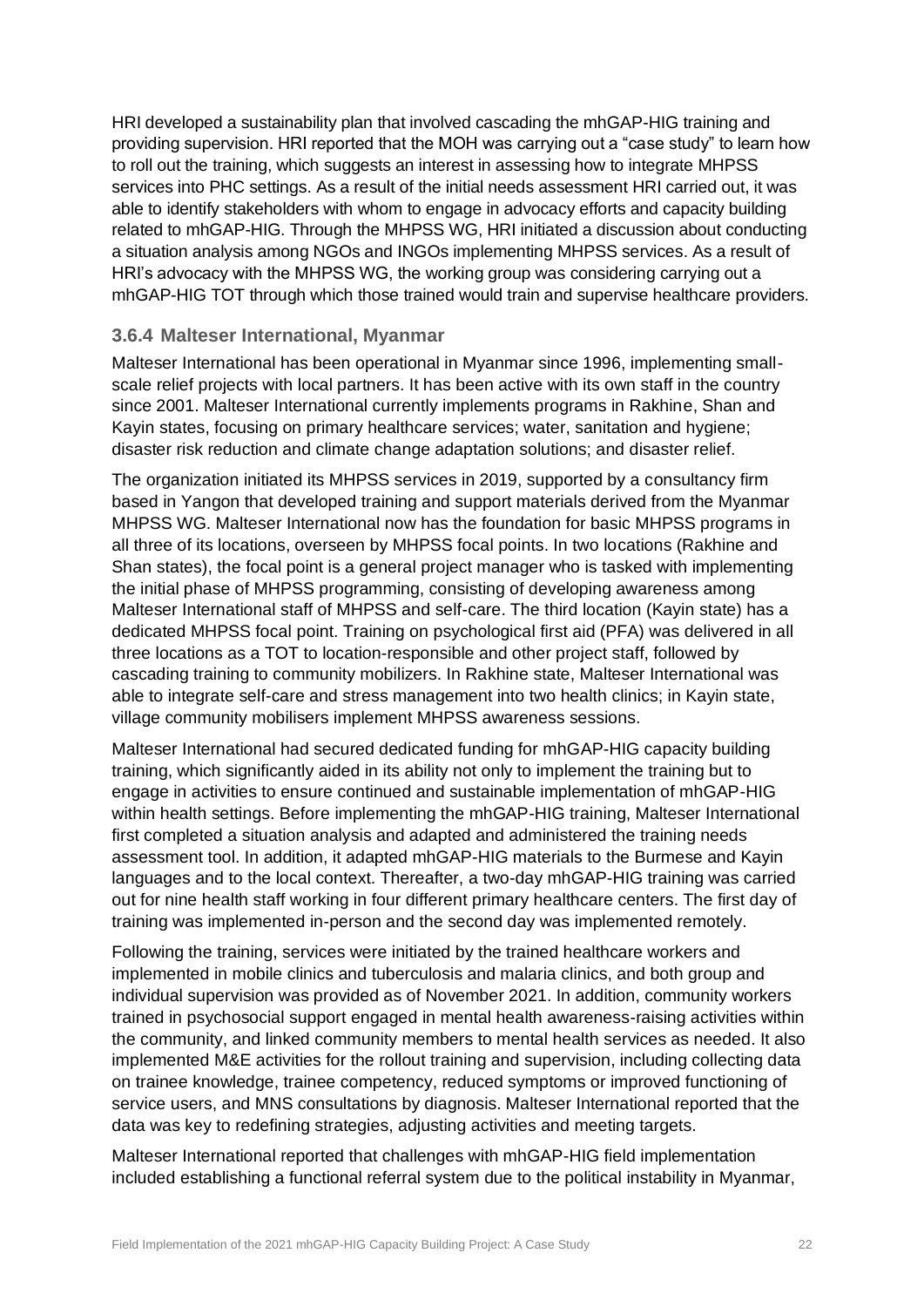HRI developed a sustainability plan that involved cascading the mhGAP-HIG training and providing supervision. HRI reported that the MOH was carrying out a "case study" to learn how to roll out the training, which suggests an interest in assessing how to integrate MHPSS services into PHC settings. As a result of the initial needs assessment HRI carried out, it was able to identify stakeholders with whom to engage in advocacy efforts and capacity building related to mhGAP-HIG. Through the MHPSS WG, HRI initiated a discussion about conducting a situation analysis among NGOs and INGOs implementing MHPSS services. As a result of HRI's advocacy with the MHPSS WG, the working group was considering carrying out a mhGAP-HIG TOT through which those trained would train and supervise healthcare providers.

### 3.6.4 Malteser International, Myanmar

Malteser International has been operational in Myanmar since 1996, implementing small-scale relief projects with local partners. It has been active with its own staff in the country since 2001. Malteser International currently implements programs in Rakhine, Shan and Kayin states, focusing on primary healthcare services; water, sanitation and hygiene; disaster risk reduction and climate change adaptation solutions; and disaster relief.

The organization initiated its MHPSS services in 2019, supported by a consultancy firm based in Yangon that developed training and support materials derived from the Myanmar MHPSS WG. Malteser International now has the foundation for basic MHPSS programs in all three of its locations, overseen by MHPSS focal points. In two locations (Rakhine and Shan states), the focal point is a general project manager who is tasked with implementing the initial phase of MHPSS programming, consisting of developing awareness among Malteser International staff of MHPSS and self-care. The third location (Kayin state) has a dedicated MHPSS focal point. Training on psychological first aid (PFA) was delivered in all three locations as a TOT to location-responsible and other project staff, followed by cascading training to community mobilizers. In Rakhine state, Malteser International was able to integrate self-care and stress management into two health clinics; in Kayin state, village community mobilisers implement MHPSS awareness sessions.

Malteser International had secured dedicated funding for mhGAP-HIG capacity building training, which significantly aided in its ability not only to implement the training but to engage in activities to ensure continued and sustainable implementation of mhGAP-HIG within health settings. Before implementing the mhGAP-HIG training, Malteser International first completed a situation analysis and adapted and administered the training needs assessment tool. In addition, it adapted mhGAP-HIG materials to the Burmese and Kayin languages and to the local context. Thereafter, a two-day mhGAP-HIG training was carried out for nine health staff working in four different primary healthcare centers. The first day of training was implemented in-person and the second day was implemented remotely.

Following the training, services were initiated by the trained healthcare workers and implemented in mobile clinics and tuberculosis and malaria clinics, and both group and individual supervision was provided as of November 2021. In addition, community workers trained in psychosocial support engaged in mental health awareness-raising activities within the community, and linked community members to mental health services as needed. It also implemented M&E activities for the rollout training and supervision, including collecting data on trainee knowledge, trainee competency, reduced symptoms or improved functioning of service users, and MNS consultations by diagnosis. Malteser International reported that the data was key to redefining strategies, adjusting activities and meeting targets.

Malteser International reported that challenges with mhGAP-HIG field implementation included establishing a functional referral system due to the political instability in Myanmar,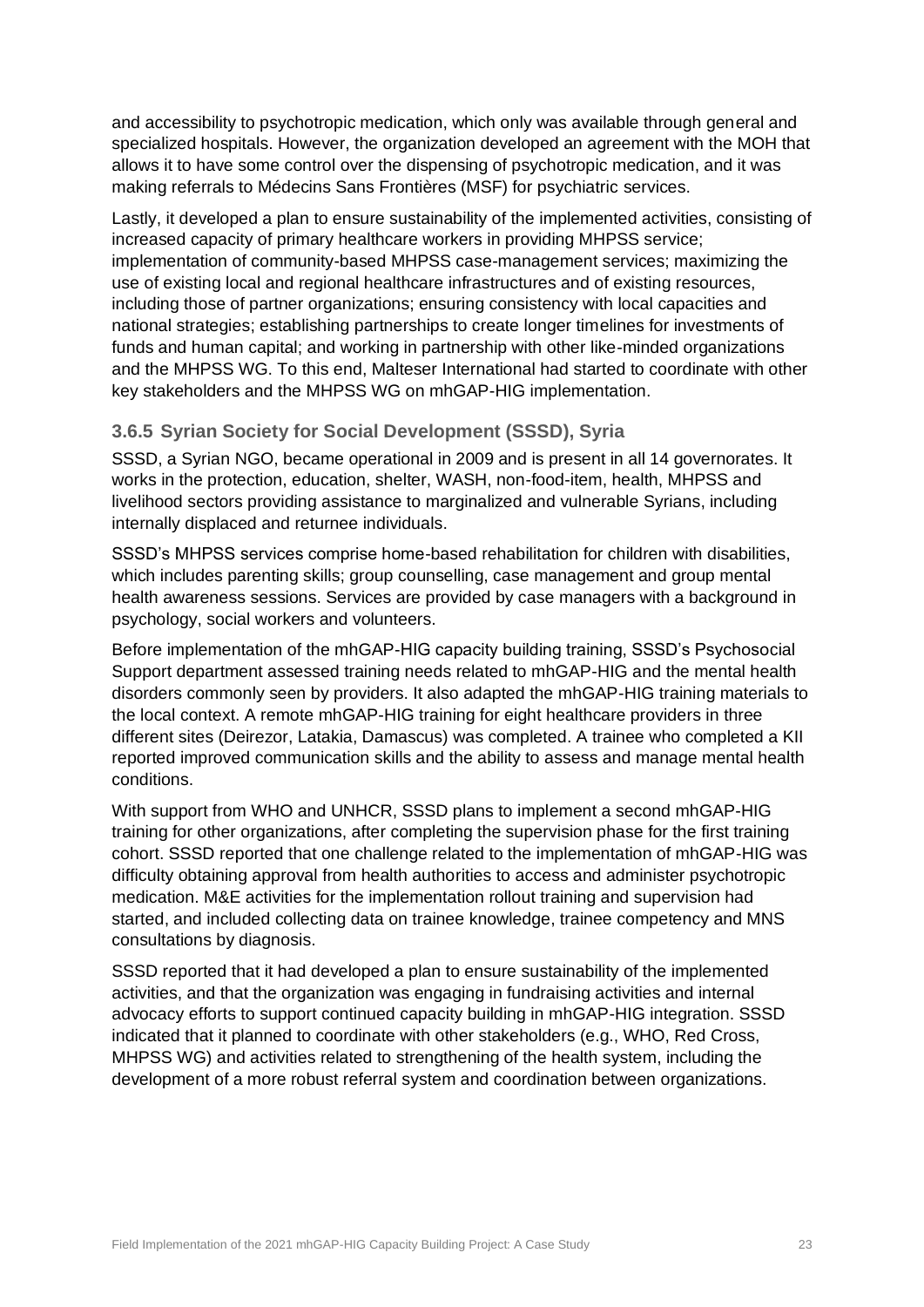and accessibility to psychotropic medication, which only was available through general and specialized hospitals. However, the organization developed an agreement with the MOH that allows it to have some control over the dispensing of psychotropic medication, and it was making referrals to Médecins Sans Frontières (MSF) for psychiatric services.

Lastly, it developed a plan to ensure sustainability of the implemented activities, consisting of increased capacity of primary healthcare workers in providing MHPSS service; implementation of community-based MHPSS case-management services; maximizing the use of existing local and regional healthcare infrastructures and of existing resources, including those of partner organizations; ensuring consistency with local capacities and national strategies; establishing partnerships to create longer timelines for investments of funds and human capital; and working in partnership with other like-minded organizations and the MHPSS WG. To this end, Malteser International had started to coordinate with other key stakeholders and the MHPSS WG on mhGAP-HIG implementation.

### 3.6.5 Syrian Society for Social Development (SSSD), Syria

SSSD, a Syrian NGO, became operational in 2009 and is present in all 14 governorates. It works in the protection, education, shelter, WASH, non-food-item, health, MHPSS and livelihood sectors providing assistance to marginalized and vulnerable Syrians, including internally displaced and returnee individuals.

SSSD's MHPSS services comprise home-based rehabilitation for children with disabilities, which includes parenting skills; group counselling, case management and group mental health awareness sessions. Services are provided by case managers with a background in psychology, social workers and volunteers.

Before implementation of the mhGAP-HIG capacity building training, SSSD's Psychosocial Support department assessed training needs related to mhGAP-HIG and the mental health disorders commonly seen by providers. It also adapted the mhGAP-HIG training materials to the local context. A remote mhGAP-HIG training for eight healthcare providers in three different sites (Deirezor, Latakia, Damascus) was completed. A trainee who completed a KII reported improved communication skills and the ability to assess and manage mental health conditions.

With support from WHO and UNHCR, SSSD plans to implement a second mhGAP-HIG training for other organizations, after completing the supervision phase for the first training cohort. SSSD reported that one challenge related to the implementation of mhGAP-HIG was difficulty obtaining approval from health authorities to access and administer psychotropic medication. M&E activities for the implementation rollout training and supervision had started, and included collecting data on trainee knowledge, trainee competency and MNS consultations by diagnosis.

SSSD reported that it had developed a plan to ensure sustainability of the implemented activities, and that the organization was engaging in fundraising activities and internal advocacy efforts to support continued capacity building in mhGAP-HIG integration. SSSD indicated that it planned to coordinate with other stakeholders (e.g., WHO, Red Cross, MHPSS WG) and activities related to strengthening of the health system, including the development of a more robust referral system and coordination between organizations.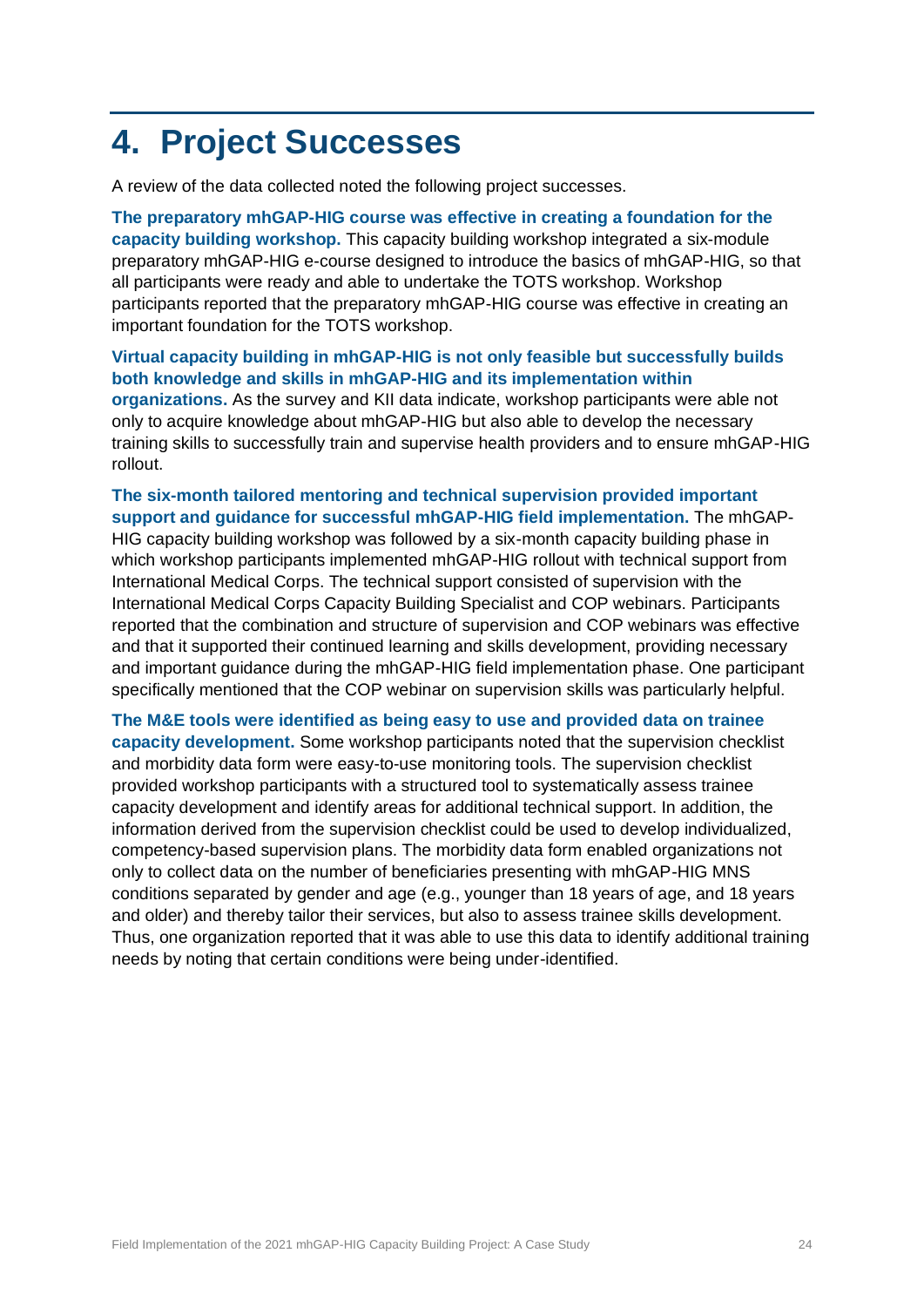# 4. Project Successes

A review of the data collected noted the following project successes.

**The preparatory mhGAP-HIG course was effective in creating a foundation for the capacity building workshop.** This capacity building workshop integrated a six-module preparatory mhGAP-HIG e-course designed to introduce the basics of mhGAP-HIG, so that all participants were ready and able to undertake the TOTS workshop. Workshop participants reported that the preparatory mhGAP-HIG course was effective in creating an important foundation for the TOTS workshop.

**Virtual capacity building in mhGAP-HIG is not only feasible but successfully builds both knowledge and skills in mhGAP-HIG and its implementation within organizations.** As the survey and KII data indicate, workshop participants were able not only to acquire knowledge about mhGAP-HIG but also able to develop the necessary training skills to successfully train and supervise health providers and to ensure mhGAP-HIG rollout.

**The six-month tailored mentoring and technical supervision provided important support and guidance for successful mhGAP-HIG field implementation.** The mhGAP-HIG capacity building workshop was followed by a six-month capacity building phase in which workshop participants implemented mhGAP-HIG rollout with technical support from International Medical Corps. The technical support consisted of supervision with the International Medical Corps Capacity Building Specialist and COP webinars. Participants reported that the combination and structure of supervision and COP webinars was effective and that it supported their continued learning and skills development, providing necessary and important guidance during the mhGAP-HIG field implementation phase. One participant specifically mentioned that the COP webinar on supervision skills was particularly helpful.

**The M&E tools were identified as being easy to use and provided data on trainee capacity development.** Some workshop participants noted that the supervision checklist and morbidity data form were easy-to-use monitoring tools. The supervision checklist provided workshop participants with a structured tool to systematically assess trainee capacity development and identify areas for additional technical support. In addition, the information derived from the supervision checklist could be used to develop individualized, competency-based supervision plans. The morbidity data form enabled organizations not only to collect data on the number of beneficiaries presenting with mhGAP-HIG MNS conditions separated by gender and age (e.g., younger than 18 years of age, and 18 years and older) and thereby tailor their services, but also to assess trainee skills development. Thus, one organization reported that it was able to use this data to identify additional training needs by noting that certain conditions were being under-identified.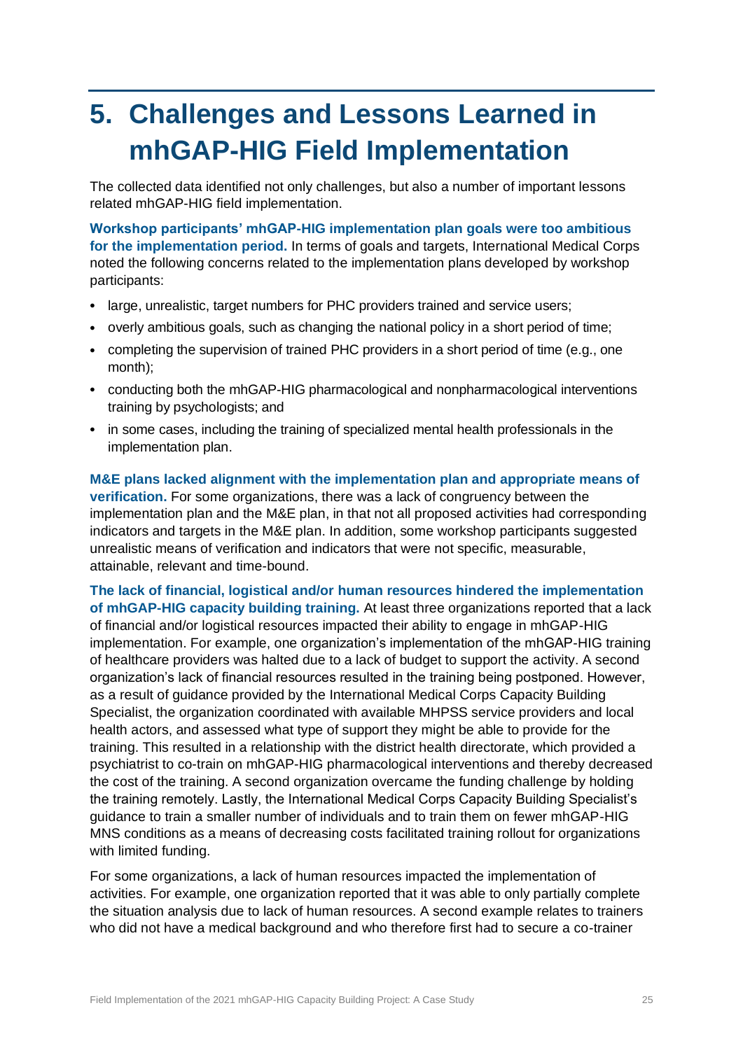# 5. Challenges and Lessons Learned in mhGAP-HIG Field Implementation

The collected data identified not only challenges, but also a number of important lessons related mhGAP-HIG field implementation.

**Workshop participants' mhGAP-HIG implementation plan goals were too ambitious for the implementation period.** In terms of goals and targets, International Medical Corps noted the following concerns related to the implementation plans developed by workshop participants:

- large, unrealistic, target numbers for PHC providers trained and service users;
- overly ambitious goals, such as changing the national policy in a short period of time;
- completing the supervision of trained PHC providers in a short period of time (e.g., one month);
- conducting both the mhGAP-HIG pharmacological and nonpharmacological interventions training by psychologists; and
- in some cases, including the training of specialized mental health professionals in the implementation plan.

**M&E plans lacked alignment with the implementation plan and appropriate means of verification.** For some organizations, there was a lack of congruency between the implementation plan and the M&E plan, in that not all proposed activities had corresponding indicators and targets in the M&E plan. In addition, some workshop participants suggested unrealistic means of verification and indicators that were not specific, measurable, attainable, relevant and time-bound.

**The lack of financial, logistical and/or human resources hindered the implementation of mhGAP-HIG capacity building training.** At least three organizations reported that a lack of financial and/or logistical resources impacted their ability to engage in mhGAP-HIG implementation. For example, one organization's implementation of the mhGAP-HIG training of healthcare providers was halted due to a lack of budget to support the activity. A second organization's lack of financial resources resulted in the training being postponed. However, as a result of guidance provided by the International Medical Corps Capacity Building Specialist, the organization coordinated with available MHPSS service providers and local health actors, and assessed what type of support they might be able to provide for the training. This resulted in a relationship with the district health directorate, which provided a psychiatrist to co-train on mhGAP-HIG pharmacological interventions and thereby decreased the cost of the training. A second organization overcame the funding challenge by holding the training remotely. Lastly, the International Medical Corps Capacity Building Specialist's guidance to train a smaller number of individuals and to train them on fewer mhGAP-HIG MNS conditions as a means of decreasing costs facilitated training rollout for organizations with limited funding.

For some organizations, a lack of human resources impacted the implementation of activities. For example, one organization reported that it was able to only partially complete the situation analysis due to lack of human resources. A second example relates to trainers who did not have a medical background and who therefore first had to secure a co-trainer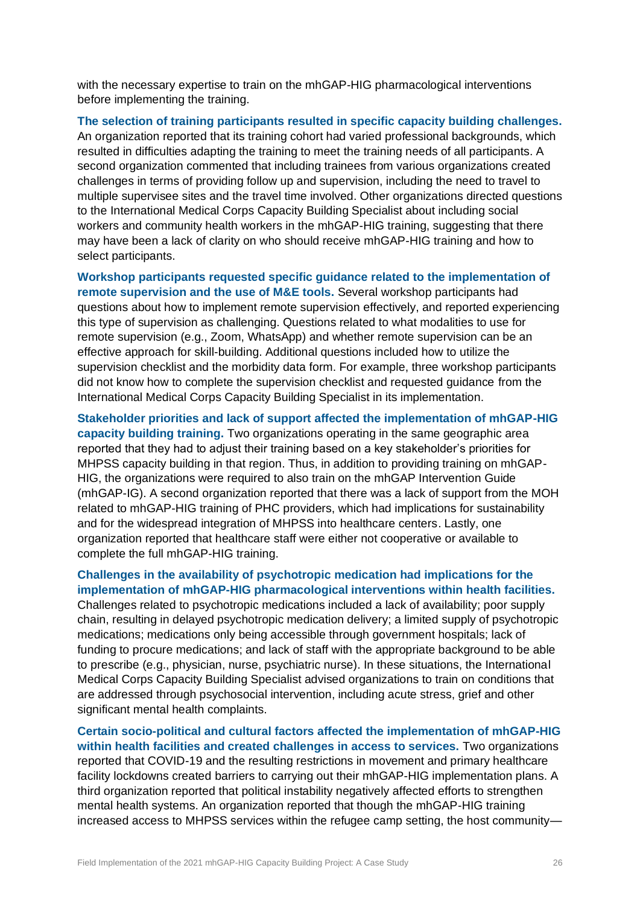with the necessary expertise to train on the mhGAP-HIG pharmacological interventions before implementing the training.

**The selection of training participants resulted in specific capacity building challenges.** An organization reported that its training cohort had varied professional backgrounds, which resulted in difficulties adapting the training to meet the training needs of all participants. A second organization commented that including trainees from various organizations created challenges in terms of providing follow up and supervision, including the need to travel to multiple supervisee sites and the travel time involved. Other organizations directed questions to the International Medical Corps Capacity Building Specialist about including social workers and community health workers in the mhGAP-HIG training, suggesting that there may have been a lack of clarity on who should receive mhGAP-HIG training and how to select participants.

**Workshop participants requested specific guidance related to the implementation of remote supervision and the use of M&E tools.** Several workshop participants had questions about how to implement remote supervision effectively, and reported experiencing this type of supervision as challenging. Questions related to what modalities to use for remote supervision (e.g., Zoom, WhatsApp) and whether remote supervision can be an effective approach for skill-building. Additional questions included how to utilize the supervision checklist and the morbidity data form. For example, three workshop participants did not know how to complete the supervision checklist and requested guidance from the International Medical Corps Capacity Building Specialist in its implementation.

**Stakeholder priorities and lack of support affected the implementation of mhGAP-HIG capacity building training.** Two organizations operating in the same geographic area reported that they had to adjust their training based on a key stakeholder's priorities for MHPSS capacity building in that region. Thus, in addition to providing training on mhGAP-HIG, the organizations were required to also train on the mhGAP Intervention Guide (mhGAP-IG). A second organization reported that there was a lack of support from the MOH related to mhGAP-HIG training of PHC providers, which had implications for sustainability and for the widespread integration of MHPSS into healthcare centers. Lastly, one organization reported that healthcare staff were either not cooperative or available to complete the full mhGAP-HIG training.

**Challenges in the availability of psychotropic medication had implications for the implementation of mhGAP-HIG pharmacological interventions within health facilities.** Challenges related to psychotropic medications included a lack of availability; poor supply chain, resulting in delayed psychotropic medication delivery; a limited supply of psychotropic medications; medications only being accessible through government hospitals; lack of funding to procure medications; and lack of staff with the appropriate background to be able to prescribe (e.g., physician, nurse, psychiatric nurse). In these situations, the International Medical Corps Capacity Building Specialist advised organizations to train on conditions that are addressed through psychosocial intervention, including acute stress, grief and other significant mental health complaints.

**Certain socio-political and cultural factors affected the implementation of mhGAP-HIG within health facilities and created challenges in access to services.** Two organizations reported that COVID-19 and the resulting restrictions in movement and primary healthcare facility lockdowns created barriers to carrying out their mhGAP-HIG implementation plans. A third organization reported that political instability negatively affected efforts to strengthen mental health systems. An organization reported that though the mhGAP-HIG training increased access to MHPSS services within the refugee camp setting, the host community—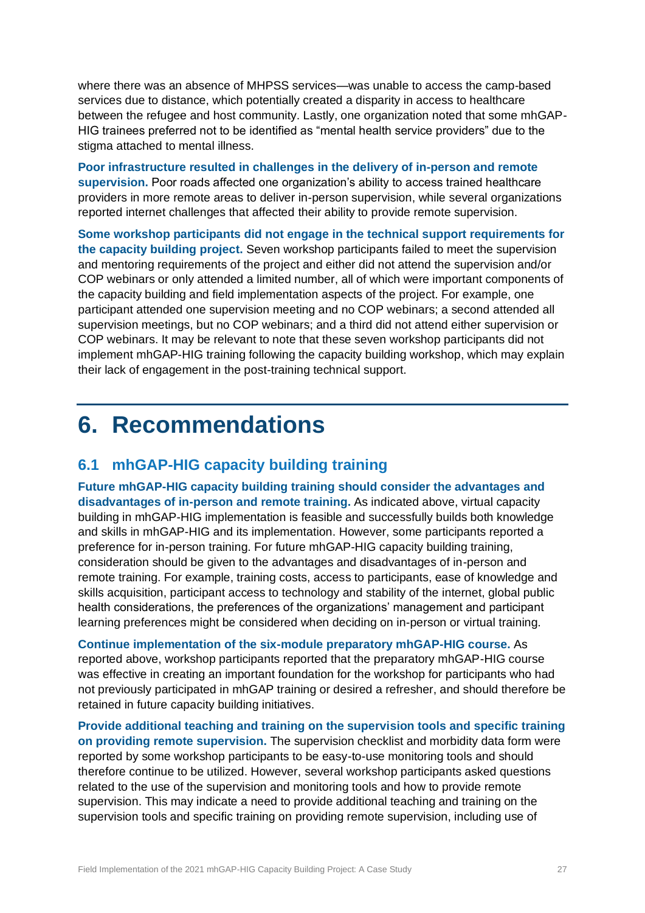where there was an absence of MHPSS services—was unable to access the camp-based services due to distance, which potentially created a disparity in access to healthcare between the refugee and host community. Lastly, one organization noted that some mhGAP-HIG trainees preferred not to be identified as "mental health service providers" due to the stigma attached to mental illness.

**Poor infrastructure resulted in challenges in the delivery of in-person and remote supervision.** Poor roads affected one organization's ability to access trained healthcare providers in more remote areas to deliver in-person supervision, while several organizations reported internet challenges that affected their ability to provide remote supervision.

**Some workshop participants did not engage in the technical support requirements for the capacity building project.** Seven workshop participants failed to meet the supervision and mentoring requirements of the project and either did not attend the supervision and/or COP webinars or only attended a limited number, all of which were important components of the capacity building and field implementation aspects of the project. For example, one participant attended one supervision meeting and no COP webinars; a second attended all supervision meetings, but no COP webinars; and a third did not attend either supervision or COP webinars. It may be relevant to note that these seven workshop participants did not implement mhGAP-HIG training following the capacity building workshop, which may explain their lack of engagement in the post-training technical support.

# 6. Recommendations

## 6.1 mhGAP-HIG capacity building training

**Future mhGAP-HIG capacity building training should consider the advantages and disadvantages of in-person and remote training.** As indicated above, virtual capacity building in mhGAP-HIG implementation is feasible and successfully builds both knowledge and skills in mhGAP-HIG and its implementation. However, some participants reported a preference for in-person training. For future mhGAP-HIG capacity building training, consideration should be given to the advantages and disadvantages of in-person and remote training. For example, training costs, access to participants, ease of knowledge and skills acquisition, participant access to technology and stability of the internet, global public health considerations, the preferences of the organizations' management and participant learning preferences might be considered when deciding on in-person or virtual training.

**Continue implementation of the six-module preparatory mhGAP-HIG course.** As reported above, workshop participants reported that the preparatory mhGAP-HIG course was effective in creating an important foundation for the workshop for participants who had not previously participated in mhGAP training or desired a refresher, and should therefore be retained in future capacity building initiatives.

**Provide additional teaching and training on the supervision tools and specific training on providing remote supervision.** The supervision checklist and morbidity data form were reported by some workshop participants to be easy-to-use monitoring tools and should therefore continue to be utilized. However, several workshop participants asked questions related to the use of the supervision and monitoring tools and how to provide remote supervision. This may indicate a need to provide additional teaching and training on the supervision tools and specific training on providing remote supervision, including use of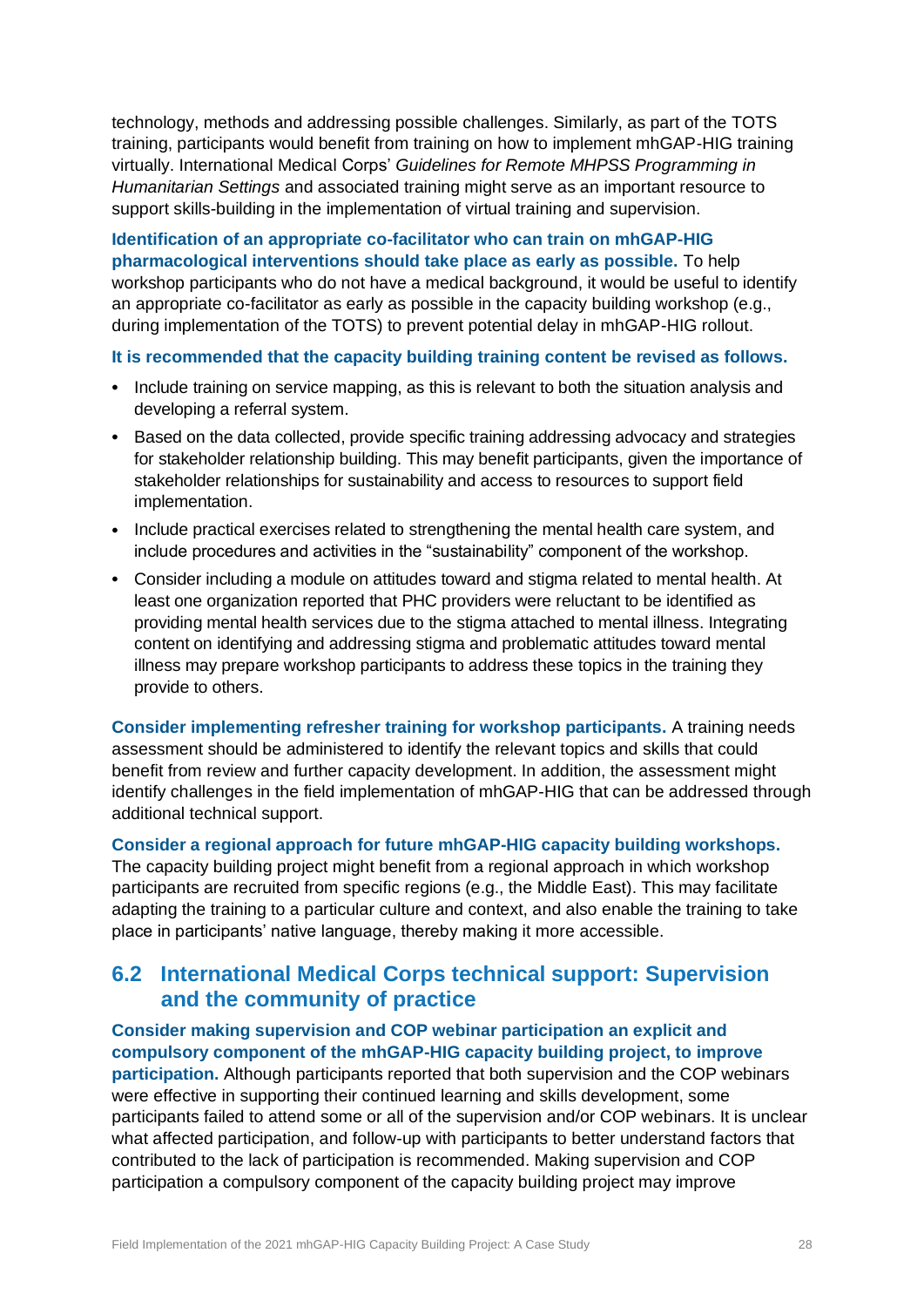technology, methods and addressing possible challenges. Similarly, as part of the TOTS training, participants would benefit from training on how to implement mhGAP-HIG training virtually. International Medical Corps' *Guidelines for Remote MHPSS Programming in Humanitarian Settings* and associated training might serve as an important resource to support skills-building in the implementation of virtual training and supervision.

**Identification of an appropriate co-facilitator who can train on mhGAP-HIG pharmacological interventions should take place as early as possible.** To help workshop participants who do not have a medical background, it would be useful to identify an appropriate co-facilitator as early as possible in the capacity building workshop (e.g., during implementation of the TOTS) to prevent potential delay in mhGAP-HIG rollout.

**It is recommended that the capacity building training content be revised as follows.**

- Include training on service mapping, as this is relevant to both the situation analysis and developing a referral system.
- Based on the data collected, provide specific training addressing advocacy and strategies for stakeholder relationship building. This may benefit participants, given the importance of stakeholder relationships for sustainability and access to resources to support field implementation.
- Include practical exercises related to strengthening the mental health care system, and include procedures and activities in the "sustainability" component of the workshop.
- Consider including a module on attitudes toward and stigma related to mental health. At least one organization reported that PHC providers were reluctant to be identified as providing mental health services due to the stigma attached to mental illness. Integrating content on identifying and addressing stigma and problematic attitudes toward mental illness may prepare workshop participants to address these topics in the training they provide to others.

**Consider implementing refresher training for workshop participants.** A training needs assessment should be administered to identify the relevant topics and skills that could benefit from review and further capacity development. In addition, the assessment might identify challenges in the field implementation of mhGAP-HIG that can be addressed through additional technical support.

**Consider a regional approach for future mhGAP-HIG capacity building workshops.** The capacity building project might benefit from a regional approach in which workshop participants are recruited from specific regions (e.g., the Middle East). This may facilitate adapting the training to a particular culture and context, and also enable the training to take place in participants' native language, thereby making it more accessible.

## 6.2 International Medical Corps technical support: Supervision and the community of practice

**Consider making supervision and COP webinar participation an explicit and compulsory component of the mhGAP-HIG capacity building project, to improve participation.** Although participants reported that both supervision and the COP webinars were effective in supporting their continued learning and skills development, some participants failed to attend some or all of the supervision and/or COP webinars. It is unclear what affected participation, and follow-up with participants to better understand factors that contributed to the lack of participation is recommended. Making supervision and COP participation a compulsory component of the capacity building project may improve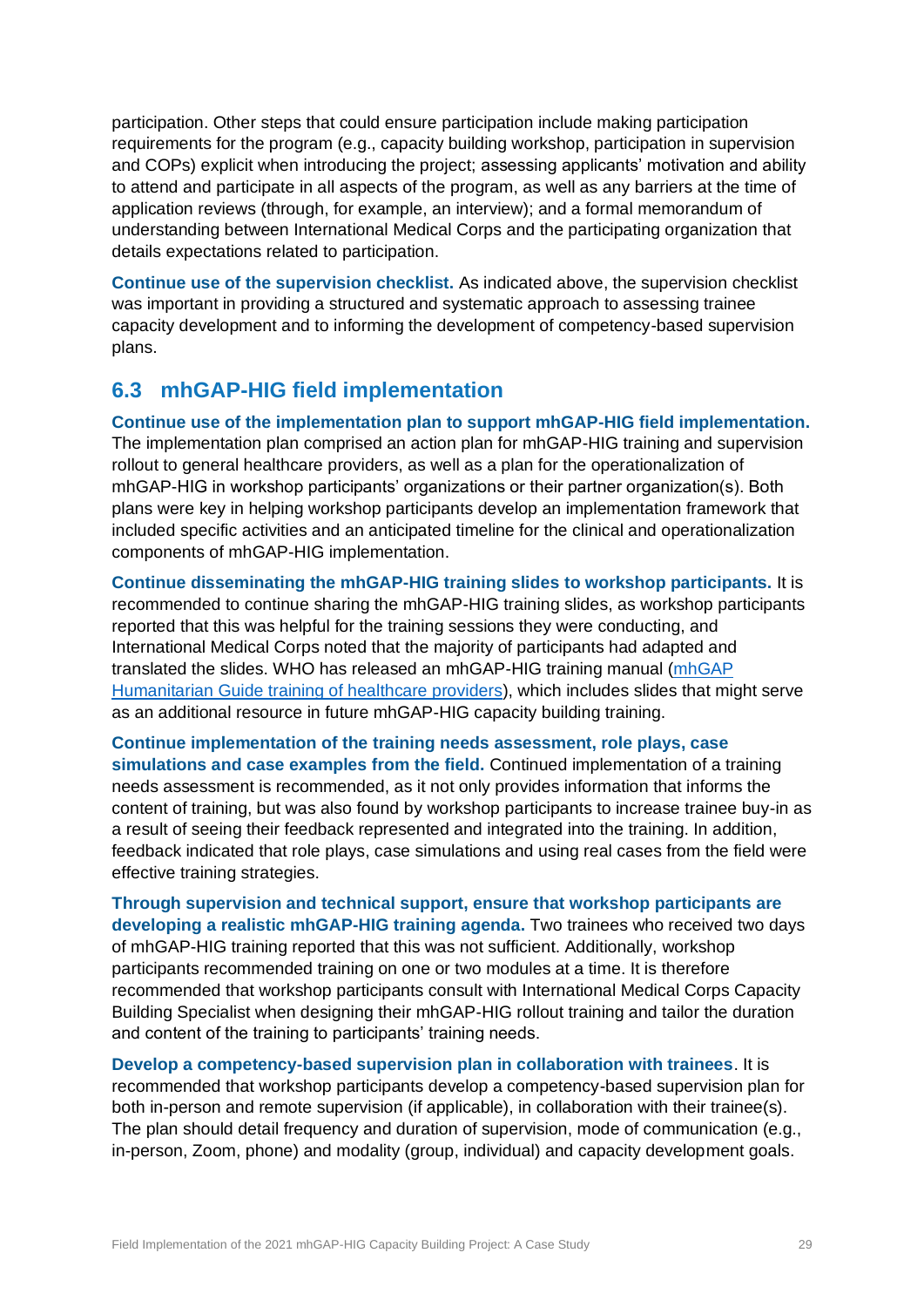participation. Other steps that could ensure participation include making participation requirements for the program (e.g., capacity building workshop, participation in supervision and COPs) explicit when introducing the project; assessing applicants' motivation and ability to attend and participate in all aspects of the program, as well as any barriers at the time of application reviews (through, for example, an interview); and a formal memorandum of understanding between International Medical Corps and the participating organization that details expectations related to participation.

**Continue use of the supervision checklist.** As indicated above, the supervision checklist was important in providing a structured and systematic approach to assessing trainee capacity development and to informing the development of competency-based supervision plans.

## 6.3 mhGAP-HIG field implementation

**Continue use of the implementation plan to support mhGAP-HIG field implementation.** The implementation plan comprised an action plan for mhGAP-HIG training and supervision rollout to general healthcare providers, as well as a plan for the operationalization of mhGAP-HIG in workshop participants' organizations or their partner organization(s). Both plans were key in helping workshop participants develop an implementation framework that included specific activities and an anticipated timeline for the clinical and operationalization components of mhGAP-HIG implementation.

**Continue disseminating the mhGAP-HIG training slides to workshop participants.** It is recommended to continue sharing the mhGAP-HIG training slides, as workshop participants reported that this was helpful for the training sessions they were conducting, and International Medical Corps noted that the majority of participants had adapted and translated the slides. WHO has released an mhGAP-HIG training manual (mhGAP Humanitarian Guide training of healthcare providers), which includes slides that might serve as an additional resource in future mhGAP-HIG capacity building training.

**Continue implementation of the training needs assessment, role plays, case simulations and case examples from the field.** Continued implementation of a training needs assessment is recommended, as it not only provides information that informs the content of training, but was also found by workshop participants to increase trainee buy-in as a result of seeing their feedback represented and integrated into the training. In addition, feedback indicated that role plays, case simulations and using real cases from the field were effective training strategies.

**Through supervision and technical support, ensure that workshop participants are developing a realistic mhGAP-HIG training agenda.** Two trainees who received two days of mhGAP-HIG training reported that this was not sufficient. Additionally, workshop participants recommended training on one or two modules at a time. It is therefore recommended that workshop participants consult with International Medical Corps Capacity Building Specialist when designing their mhGAP-HIG rollout training and tailor the duration and content of the training to participants' training needs.

**Develop a competency-based supervision plan in collaboration with trainees**. It is recommended that workshop participants develop a competency-based supervision plan for both in-person and remote supervision (if applicable), in collaboration with their trainee(s). The plan should detail frequency and duration of supervision, mode of communication (e.g., in-person, Zoom, phone) and modality (group, individual) and capacity development goals.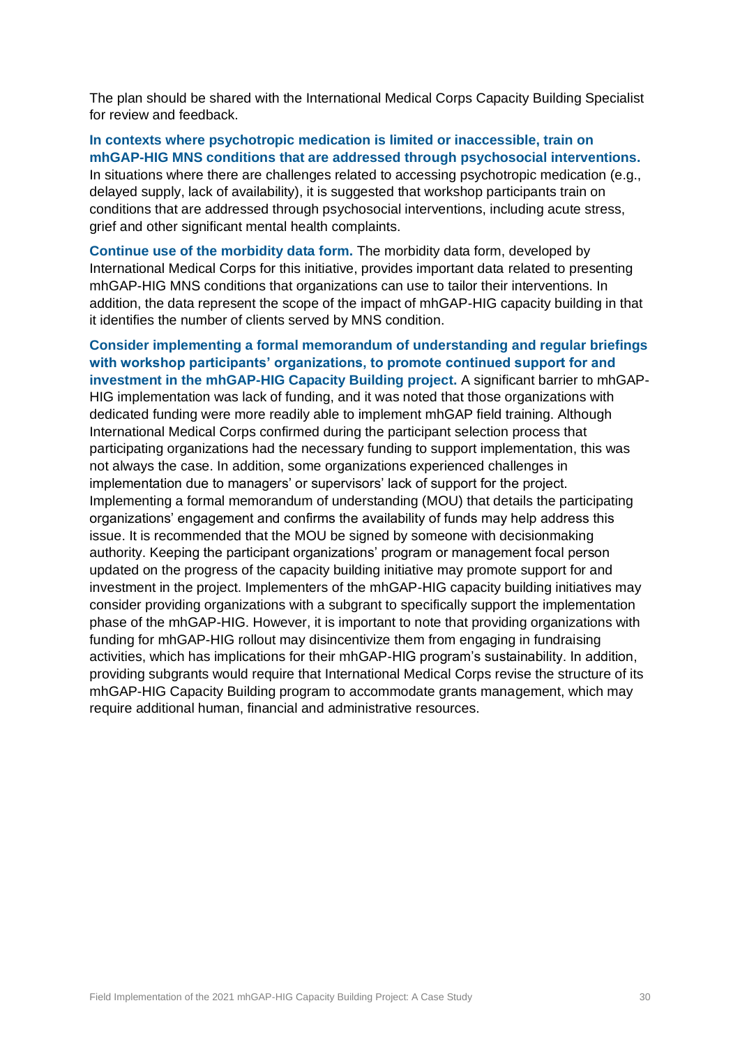The plan should be shared with the International Medical Corps Capacity Building Specialist for review and feedback.

**In contexts where psychotropic medication is limited or inaccessible, train on mhGAP-HIG MNS conditions that are addressed through psychosocial interventions.** In situations where there are challenges related to accessing psychotropic medication (e.g., delayed supply, lack of availability), it is suggested that workshop participants train on conditions that are addressed through psychosocial interventions, including acute stress, grief and other significant mental health complaints.

**Continue use of the morbidity data form.** The morbidity data form, developed by International Medical Corps for this initiative, provides important data related to presenting mhGAP-HIG MNS conditions that organizations can use to tailor their interventions. In addition, the data represent the scope of the impact of mhGAP-HIG capacity building in that it identifies the number of clients served by MNS condition.

**Consider implementing a formal memorandum of understanding and regular briefings with workshop participants' organizations, to promote continued support for and investment in the mhGAP-HIG Capacity Building project.** A significant barrier to mhGAP-HIG implementation was lack of funding, and it was noted that those organizations with dedicated funding were more readily able to implement mhGAP field training. Although International Medical Corps confirmed during the participant selection process that participating organizations had the necessary funding to support implementation, this was not always the case. In addition, some organizations experienced challenges in implementation due to managers' or supervisors' lack of support for the project. Implementing a formal memorandum of understanding (MOU) that details the participating organizations' engagement and confirms the availability of funds may help address this issue. It is recommended that the MOU be signed by someone with decisionmaking authority. Keeping the participant organizations' program or management focal person updated on the progress of the capacity building initiative may promote support for and investment in the project. Implementers of the mhGAP-HIG capacity building initiatives may consider providing organizations with a subgrant to specifically support the implementation phase of the mhGAP-HIG. However, it is important to note that providing organizations with funding for mhGAP-HIG rollout may disincentivize them from engaging in fundraising activities, which has implications for their mhGAP-HIG program's sustainability. In addition, providing subgrants would require that International Medical Corps revise the structure of its mhGAP-HIG Capacity Building program to accommodate grants management, which may require additional human, financial and administrative resources.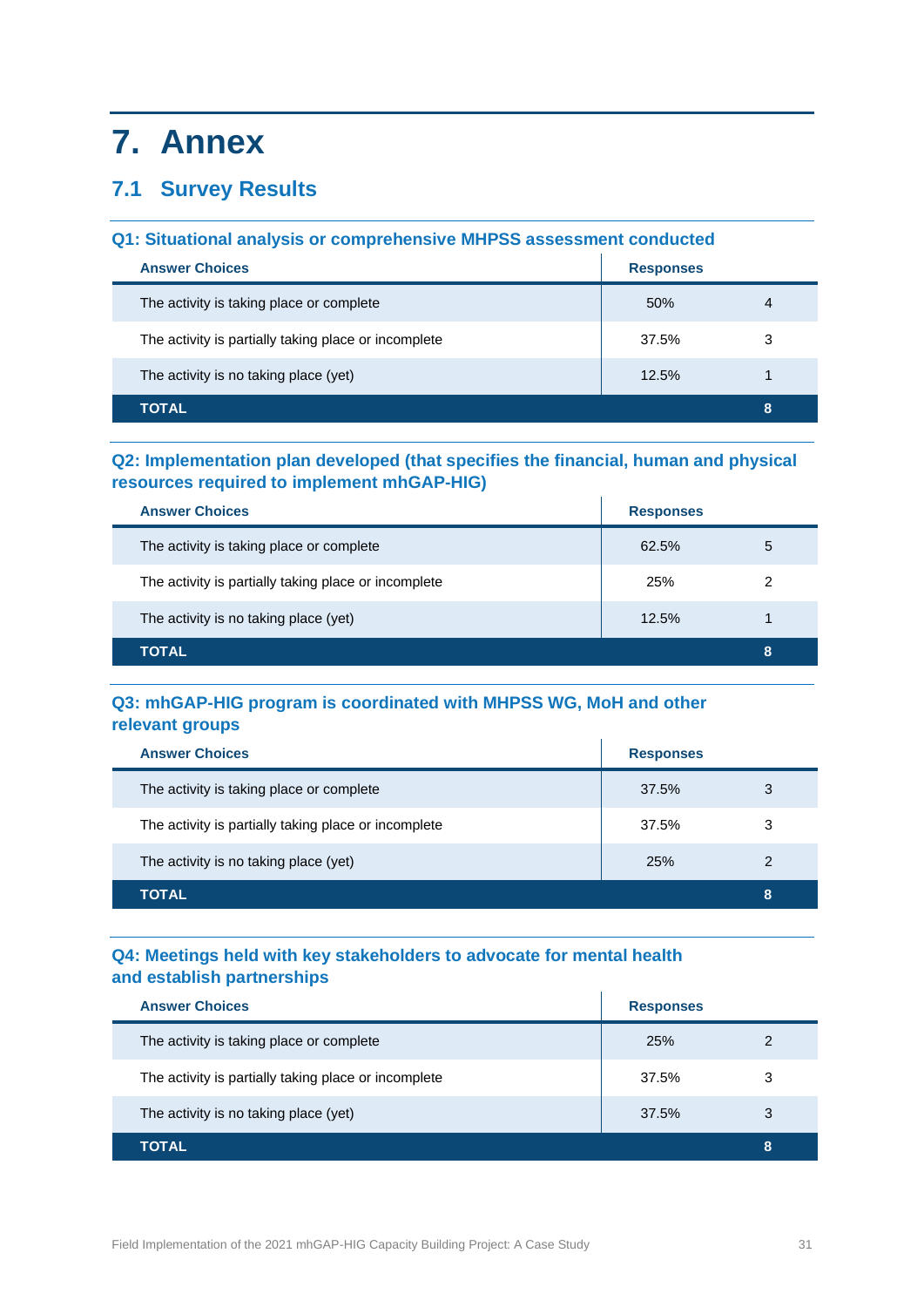# 7. Annex

## 7.1 Survey Results

### Q1: Situational analysis or comprehensive MHPSS assessment conducted

| Answer Choices | Responses | |
|---|---|---|
| The activity is taking place or complete | 50% | 4 |
| The activity is partially taking place or incomplete | 37.5% | 3 |
| The activity is no taking place (yet) | 12.5% | 1 |
| **TOTAL** | | **8** |

### Q2: Implementation plan developed (that specifies the financial, human and physical resources required to implement mhGAP-HIG)

| Answer Choices | Responses | |
|---|---|---|
| The activity is taking place or complete | 62.5% | 5 |
| The activity is partially taking place or incomplete | 25% | 2 |
| The activity is no taking place (yet) | 12.5% | 1 |
| **TOTAL** | | **8** |

### Q3: mhGAP-HIG program is coordinated with MHPSS WG, MoH and other relevant groups

| Answer Choices | Responses | |
|---|---|---|
| The activity is taking place or complete | 37.5% | 3 |
| The activity is partially taking place or incomplete | 37.5% | 3 |
| The activity is no taking place (yet) | 25% | 2 |
| **TOTAL** | | **8** |

### Q4: Meetings held with key stakeholders to advocate for mental health and establish partnerships

| Answer Choices | Responses | |
|---|---|---|
| The activity is taking place or complete | 25% | 2 |
| The activity is partially taking place or incomplete | 37.5% | 3 |
| The activity is no taking place (yet) | 37.5% | 3 |
| **TOTAL** | | **8** |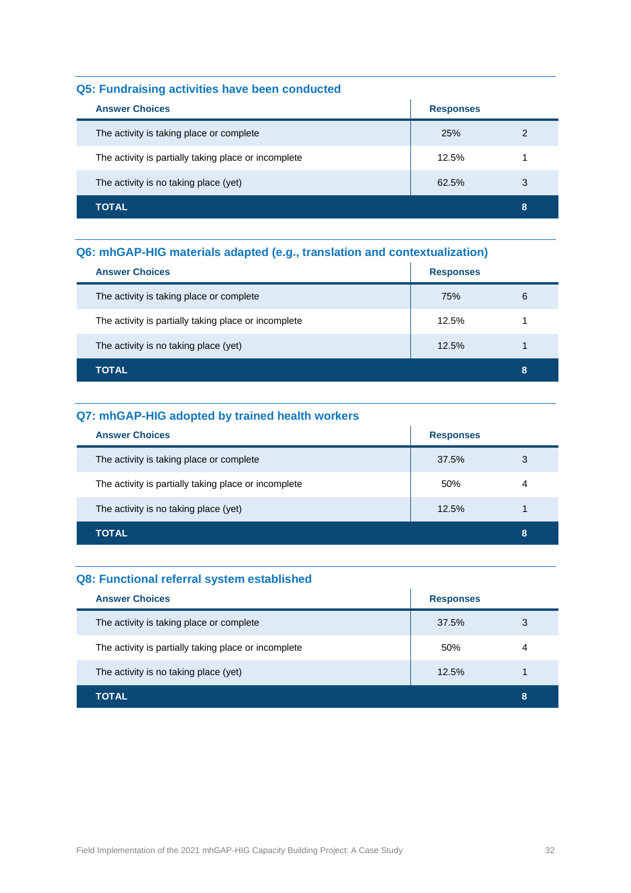### Q5: Fundraising activities have been conducted

| Answer Choices | Responses | |
|---|---|---|
| The activity is taking place or complete | 25% | 2 |
| The activity is partially taking place or incomplete | 12.5% | 1 |
| The activity is no taking place (yet) | 62.5% | 3 |
| **TOTAL** | | **8** |

### Q6: mhGAP-HIG materials adapted (e.g., translation and contextualization)

| Answer Choices | Responses | |
|---|---|---|
| The activity is taking place or complete | 75% | 6 |
| The activity is partially taking place or incomplete | 12.5% | 1 |
| The activity is no taking place (yet) | 12.5% | 1 |
| **TOTAL** | | **8** |

### Q7: mhGAP-HIG adopted by trained health workers

| Answer Choices | Responses | |
|---|---|---|
| The activity is taking place or complete | 37.5% | 3 |
| The activity is partially taking place or incomplete | 50% | 4 |
| The activity is no taking place (yet) | 12.5% | 1 |
| **TOTAL** | | **8** |

### Q8: Functional referral system established

| Answer Choices | Responses | |
|---|---|---|
| The activity is taking place or complete | 37.5% | 3 |
| The activity is partially taking place or incomplete | 50% | 4 |
| The activity is no taking place (yet) | 12.5% | 1 |
| **TOTAL** | | **8** |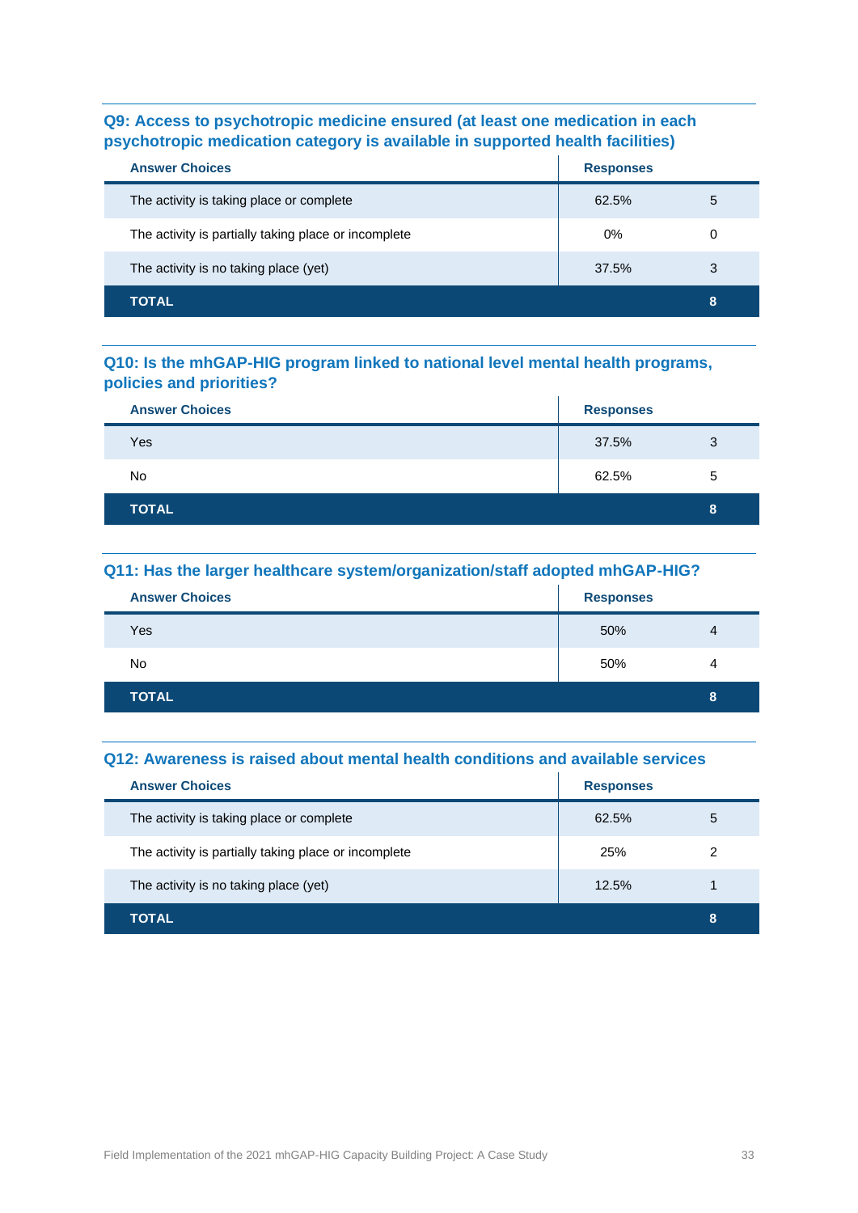### Q9: Access to psychotropic medicine ensured (at least one medication in each psychotropic medication category is available in supported health facilities)

| Answer Choices | Responses | |
|---|---|---|
| The activity is taking place or complete | 62.5% | 5 |
| The activity is partially taking place or incomplete | 0% | 0 |
| The activity is no taking place (yet) | 37.5% | 3 |
| **TOTAL** | | **8** |

### Q10: Is the mhGAP-HIG program linked to national level mental health programs, policies and priorities?

| Answer Choices | Responses | |
|---|---|---|
| Yes | 37.5% | 3 |
| No | 62.5% | 5 |
| **TOTAL** | | **8** |

### Q11: Has the larger healthcare system/organization/staff adopted mhGAP-HIG?

| Answer Choices | Responses | |
|---|---|---|
| Yes | 50% | 4 |
| No | 50% | 4 |
| **TOTAL** | | **8** |

### Q12: Awareness is raised about mental health conditions and available services

| Answer Choices | Responses | |
|---|---|---|
| The activity is taking place or complete | 62.5% | 5 |
| The activity is partially taking place or incomplete | 25% | 2 |
| The activity is no taking place (yet) | 12.5% | 1 |
| **TOTAL** | | **8** |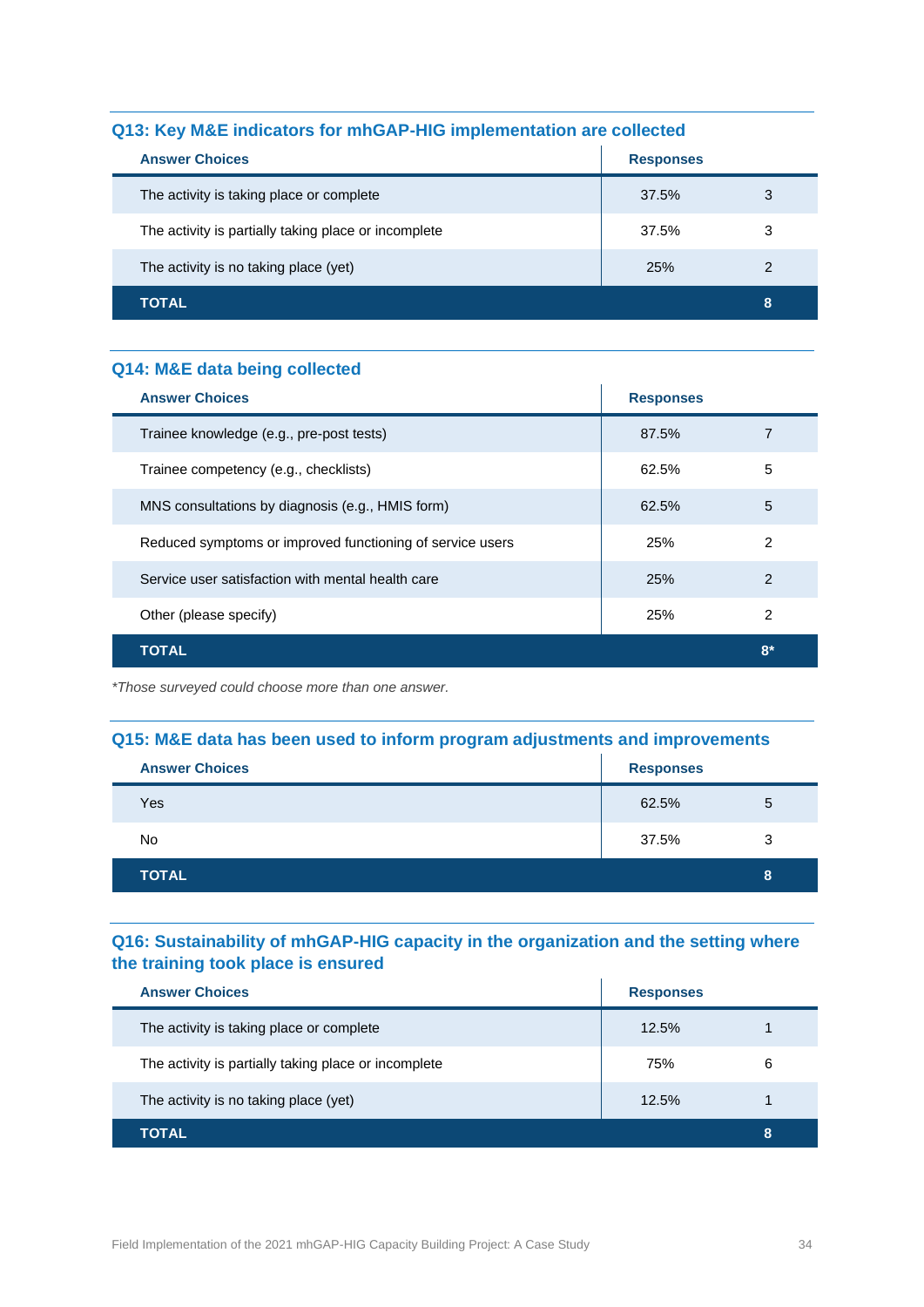### Q13: Key M&E indicators for mhGAP-HIG implementation are collected

| Answer Choices | Responses | |
|---|---|---|
| The activity is taking place or complete | 37.5% | 3 |
| The activity is partially taking place or incomplete | 37.5% | 3 |
| The activity is no taking place (yet) | 25% | 2 |
| **TOTAL** | | **8** |

### Q14: M&E data being collected

| Answer Choices | Responses | |
|---|---|---|
| Trainee knowledge (e.g., pre-post tests) | 87.5% | 7 |
| Trainee competency (e.g., checklists) | 62.5% | 5 |
| MNS consultations by diagnosis (e.g., HMIS form) | 62.5% | 5 |
| Reduced symptoms or improved functioning of service users | 25% | 2 |
| Service user satisfaction with mental health care | 25% | 2 |
| Other (please specify) | 25% | 2 |
| **TOTAL** | | **8*** |

*Those surveyed could choose more than one answer.*

### Q15: M&E data has been used to inform program adjustments and improvements

| Answer Choices | Responses | |
|---|---|---|
| Yes | 62.5% | 5 |
| No | 37.5% | 3 |
| **TOTAL** | | **8** |

### Q16: Sustainability of mhGAP-HIG capacity in the organization and the setting where the training took place is ensured

| Answer Choices | Responses | |
|---|---|---|
| The activity is taking place or complete | 12.5% | 1 |
| The activity is partially taking place or incomplete | 75% | 6 |
| The activity is no taking place (yet) | 12.5% | 1 |
| **TOTAL** | | **8** |